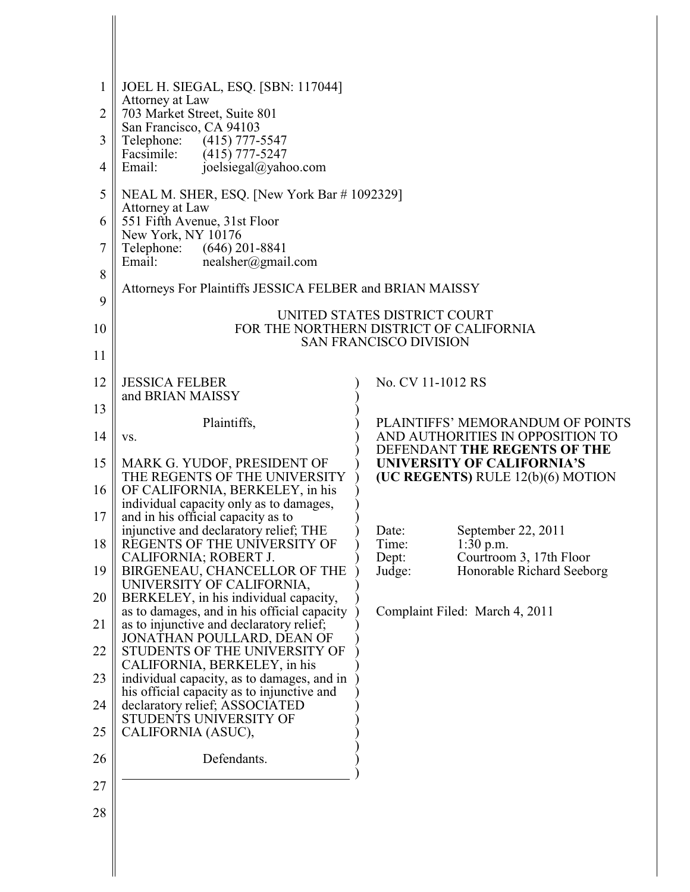JOEL H. SIEGAL, ESQ. [SBN: 117044]
Attorney at Law
703 Market Street, Suite 801
San Francisco, CA 94103
Telephone: (415) 777-5547
Facsimile: (415) 777-5247
Email: joelsiegal@yahoo.com

NEAL M. SHER, ESQ. [New York Bar # 1092329]
Attorney at Law
551 Fifth Avenue, 31st Floor
New York, NY 10176
Telephone: (646) 201-8841
Email: nealsher@gmail.com

Attorneys For Plaintiffs JESSICA FELBER and BRIAN MAISSY

UNITED STATES DISTRICT COURT
FOR THE NORTHERN DISTRICT OF CALIFORNIA
SAN FRANCISCO DIVISION

JESSICA FELBER and BRIAN MAISSY

Plaintiffs,

vs.

MARK G. YUDOF, PRESIDENT OF THE REGENTS OF THE UNIVERSITY OF CALIFORNIA, BERKELEY, in his individual capacity only as to damages, and in his official capacity as to injunctive and declaratory relief; THE REGENTS OF THE UNIVERSITY OF CALIFORNIA; ROBERT J. BIRGENEAU, CHANCELLOR OF THE UNIVERSITY OF CALIFORNIA, BERKELEY, in his individual capacity, as to damages, and in his official capacity as to injunctive and declaratory relief; JONATHAN POULLARD, DEAN OF STUDENTS OF THE UNIVERSITY OF CALIFORNIA, BERKELEY, in his individual capacity, as to damages, and in his official capacity as to injunctive and declaratory relief; ASSOCIATED STUDENTS UNIVERSITY OF CALIFORNIA (ASUC),

Defendants.

No. CV 11-1012 RS

PLAINTIFFS' MEMORANDUM OF POINTS AND AUTHORITIES IN OPPOSITION TO DEFENDANT **THE REGENTS OF THE UNIVERSITY OF CALIFORNIA'S (UC REGENTS)** RULE 12(b)(6) MOTION

Date: September 22, 2011
Time: 1:30 p.m.
Dept: Courtroom 3, 17th Floor
Judge: Honorable Richard Seeborg

Complaint Filed: March 4, 2011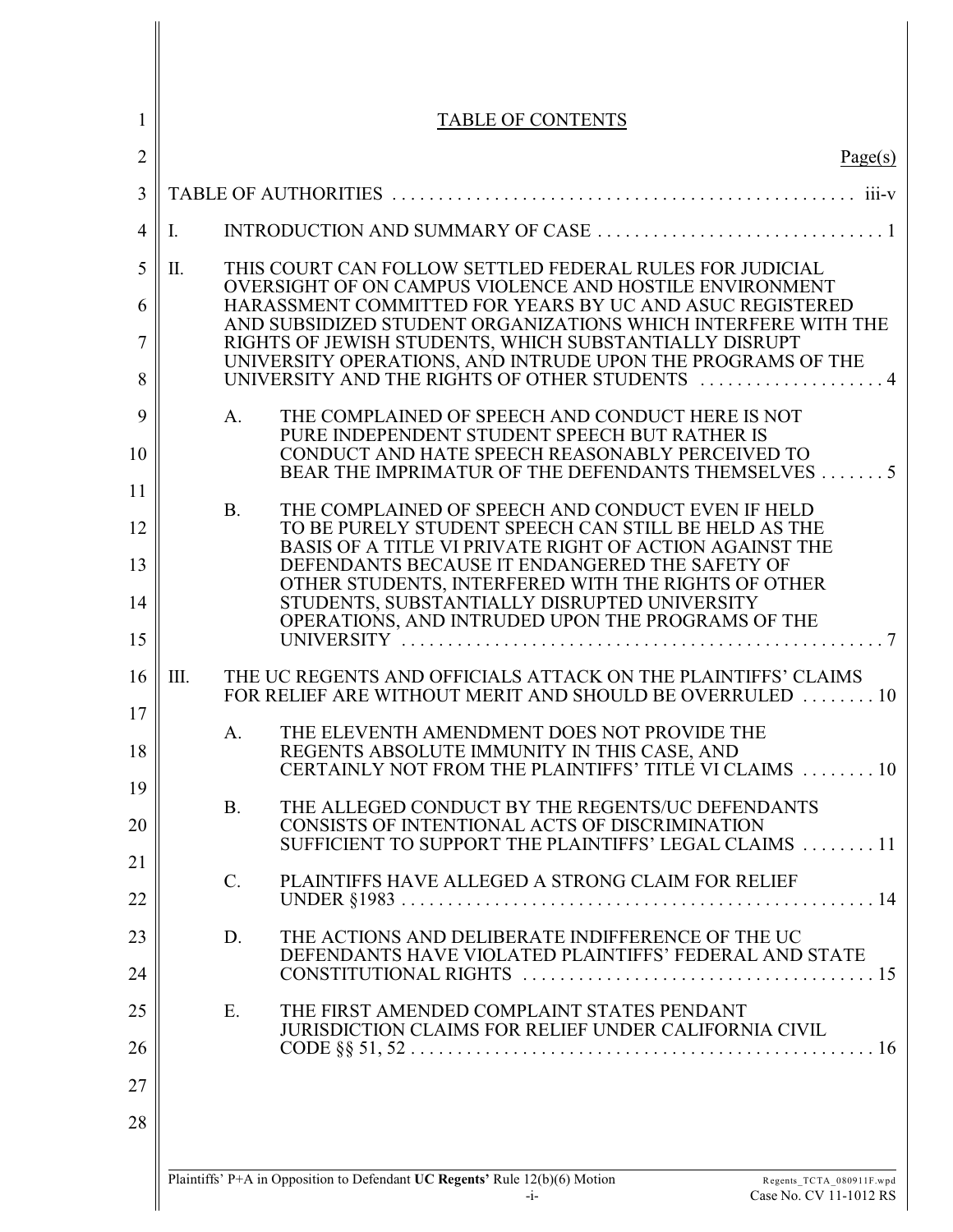# TABLE OF CONTENTS

| | Page(s) |
|---|---|
| TABLE OF AUTHORITIES | iii-v |
| I. INTRODUCTION AND SUMMARY OF CASE | 1 |
| II. THIS COURT CAN FOLLOW SETTLED FEDERAL RULES FOR JUDICIAL OVERSIGHT OF ON CAMPUS VIOLENCE AND HOSTILE ENVIRONMENT HARASSMENT COMMITTED FOR YEARS BY UC AND ASUC REGISTERED AND SUBSIDIZED STUDENT ORGANIZATIONS WHICH INTERFERE WITH THE RIGHTS OF JEWISH STUDENTS, WHICH SUBSTANTIALLY DISRUPT UNIVERSITY OPERATIONS, AND INTRUDE UPON THE PROGRAMS OF THE UNIVERSITY AND THE RIGHTS OF OTHER STUDENTS | 4 |
| A. THE COMPLAINED OF SPEECH AND CONDUCT HERE IS NOT PURE INDEPENDENT STUDENT SPEECH BUT RATHER IS CONDUCT AND HATE SPEECH REASONABLY PERCEIVED TO BEAR THE IMPRIMATUR OF THE DEFENDANTS THEMSELVES | 5 |
| B. THE COMPLAINED OF SPEECH AND CONDUCT EVEN IF HELD TO BE PURELY STUDENT SPEECH CAN STILL BE HELD AS THE BASIS OF A TITLE VI PRIVATE RIGHT OF ACTION AGAINST THE DEFENDANTS BECAUSE IT ENDANGERED THE SAFETY OF OTHER STUDENTS, INTERFERED WITH THE RIGHTS OF OTHER STUDENTS, SUBSTANTIALLY DISRUPTED UNIVERSITY OPERATIONS, AND INTRUDED UPON THE PROGRAMS OF THE UNIVERSITY | 7 |
| III. THE UC REGENTS AND OFFICIALS ATTACK ON THE PLAINTIFFS' CLAIMS FOR RELIEF ARE WITHOUT MERIT AND SHOULD BE OVERRULED | 10 |
| A. THE ELEVENTH AMENDMENT DOES NOT PROVIDE THE REGENTS ABSOLUTE IMMUNITY IN THIS CASE, AND CERTAINLY NOT FROM THE PLAINTIFFS' TITLE VI CLAIMS | 10 |
| B. THE ALLEGED CONDUCT BY THE REGENTS/UC DEFENDANTS CONSISTS OF INTENTIONAL ACTS OF DISCRIMINATION SUFFICIENT TO SUPPORT THE PLAINTIFFS' LEGAL CLAIMS | 11 |
| C. PLAINTIFFS HAVE ALLEGED A STRONG CLAIM FOR RELIEF UNDER §1983 | 14 |
| D. THE ACTIONS AND DELIBERATE INDIFFERENCE OF THE UC DEFENDANTS HAVE VIOLATED PLAINTIFFS' FEDERAL AND STATE CONSTITUTIONAL RIGHTS | 15 |
| E. THE FIRST AMENDED COMPLAINT STATES PENDANT JURISDICTION CLAIMS FOR RELIEF UNDER CALIFORNIA CIVIL CODE §§ 51, 52 | 16 |

Plaintiffs' P+A in Opposition to Defendant **UC Regents'** Rule 12(b)(6) Motion
Case No. CV 11-1012 RS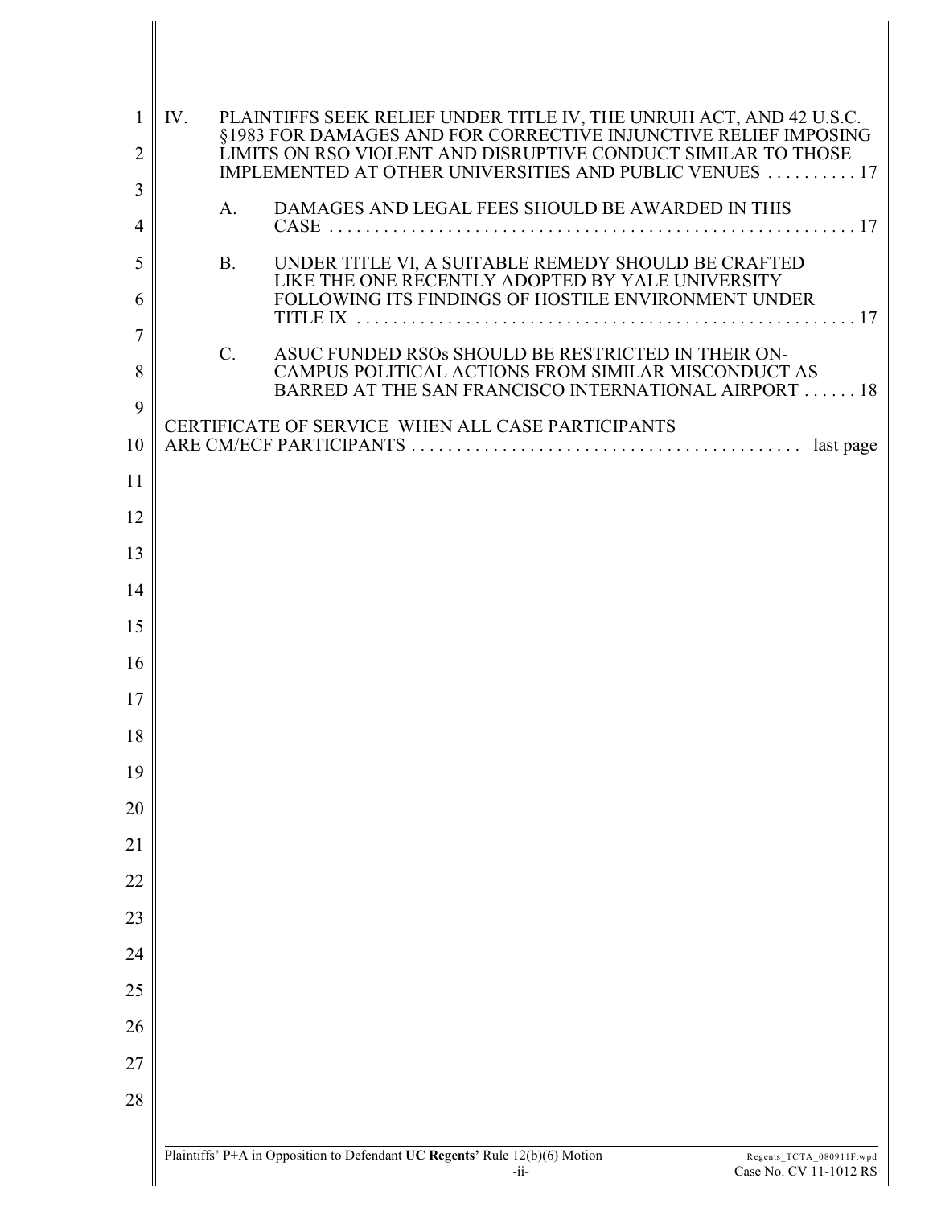IV. PLAINTIFFS SEEK RELIEF UNDER TITLE IV, THE UNRUH ACT, AND 42 U.S.C. §1983 FOR DAMAGES AND FOR CORRECTIVE INJUNCTIVE RELIEF IMPOSING LIMITS ON RSO VIOLENT AND DISRUPTIVE CONDUCT SIMILAR TO THOSE IMPLEMENTED AT OTHER UNIVERSITIES AND PUBLIC VENUES . . . . . . . . . . 17

A. DAMAGES AND LEGAL FEES SHOULD BE AWARDED IN THIS CASE . . . . . . . . . . . . . . . . . . . . . . . . . . . . . . . . . . . . . . . . . . . . . . . . . . . . . . . . . . 17

B. UNDER TITLE VI, A SUITABLE REMEDY SHOULD BE CRAFTED LIKE THE ONE RECENTLY ADOPTED BY YALE UNIVERSITY FOLLOWING ITS FINDINGS OF HOSTILE ENVIRONMENT UNDER TITLE IX . . . . . . . . . . . . . . . . . . . . . . . . . . . . . . . . . . . . . . . . . . . . . . . . . . . . . 17

C. ASUC FUNDED RSOs SHOULD BE RESTRICTED IN THEIR ON-CAMPUS POLITICAL ACTIONS FROM SIMILAR MISCONDUCT AS BARRED AT THE SAN FRANCISCO INTERNATIONAL AIRPORT . . . . . . 18

CERTIFICATE OF SERVICE WHEN ALL CASE PARTICIPANTS ARE CM/ECF PARTICIPANTS . . . . . . . . . . . . . . . . . . . . . . . . . . . . . . . . . . . . . . . . . . . last page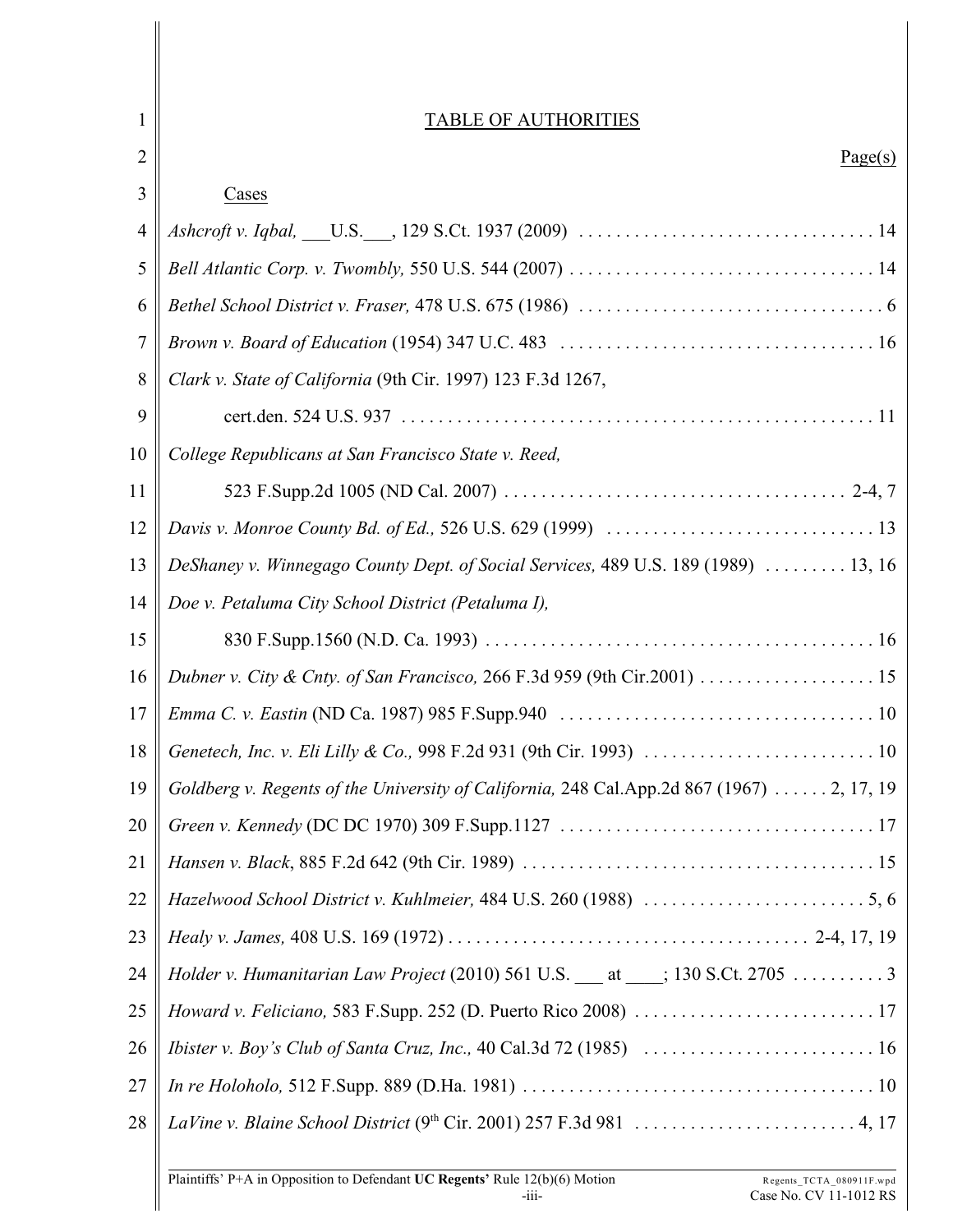# TABLE OF AUTHORITIES

Page(s)

Cases

*Ashcroft v. Iqbal,* ___U.S.___, 129 S.Ct. 1937 (2009) . . . . . . . . . . . . . . . . . . . . . . . . . . . . . . . . 14

*Bell Atlantic Corp. v. Twombly,* 550 U.S. 544 (2007) . . . . . . . . . . . . . . . . . . . . . . . . . . . . . . . . . 14

*Bethel School District v. Fraser,* 478 U.S. 675 (1986) . . . . . . . . . . . . . . . . . . . . . . . . . . . . . . . . . 6

*Brown v. Board of Education* (1954) 347 U.C. 483 . . . . . . . . . . . . . . . . . . . . . . . . . . . . . . . . . . 16

*Clark v. State of California* (9th Cir. 1997) 123 F.3d 1267,
cert.den. 524 U.S. 937 . . . . . . . . . . . . . . . . . . . . . . . . . . . . . . . . . . . . . . . . . . . . . . . . . . . 11

*College Republicans at San Francisco State v. Reed,*
523 F.Supp.2d 1005 (ND Cal. 2007) . . . . . . . . . . . . . . . . . . . . . . . . . . . . . . . . . . . . . 2-4, 7

*Davis v. Monroe County Bd. of Ed.,* 526 U.S. 629 (1999) . . . . . . . . . . . . . . . . . . . . . . . . . . . . . 13

*DeShaney v. Winnegago County Dept. of Social Services,* 489 U.S. 189 (1989) . . . . . . . . . 13, 16

*Doe v. Petaluma City School District (Petaluma I),*
830 F.Supp.1560 (N.D. Ca. 1993) . . . . . . . . . . . . . . . . . . . . . . . . . . . . . . . . . . . . . . . . . . 16

*Dubner v. City & Cnty. of San Francisco,* 266 F.3d 959 (9th Cir.2001) . . . . . . . . . . . . . . . . . . . 15

*Emma C. v. Eastin* (ND Ca. 1987) 985 F.Supp.940 . . . . . . . . . . . . . . . . . . . . . . . . . . . . . . . . . . 10

*Genetech, Inc. v. Eli Lilly & Co.,* 998 F.2d 931 (9th Cir. 1993) . . . . . . . . . . . . . . . . . . . . . . . . . 10

*Goldberg v. Regents of the University of California,* 248 Cal.App.2d 867 (1967) . . . . . . 2, 17, 19

*Green v. Kennedy* (DC DC 1970) 309 F.Supp.1127 . . . . . . . . . . . . . . . . . . . . . . . . . . . . . . . . . . 17

*Hansen v. Black*, 885 F.2d 642 (9th Cir. 1989) . . . . . . . . . . . . . . . . . . . . . . . . . . . . . . . . . . . . . . 15

*Hazelwood School District v. Kuhlmeier,* 484 U.S. 260 (1988) . . . . . . . . . . . . . . . . . . . . . . . . 5, 6

*Healy v. James,* 408 U.S. 169 (1972) . . . . . . . . . . . . . . . . . . . . . . . . . . . . . . . . . . . . . . . 2-4, 17, 19

*Holder v. Humanitarian Law Project* (2010) 561 U.S. ___ at ____; 130 S.Ct. 2705 . . . . . . . . . . 3

*Howard v. Feliciano,* 583 F.Supp. 252 (D. Puerto Rico 2008) . . . . . . . . . . . . . . . . . . . . . . . . . . 17

*Ibister v. Boy's Club of Santa Cruz, Inc.,* 40 Cal.3d 72 (1985) . . . . . . . . . . . . . . . . . . . . . . . . . 16

*In re Holoholo,* 512 F.Supp. 889 (D.Ha. 1981) . . . . . . . . . . . . . . . . . . . . . . . . . . . . . . . . . . . . . . 10

*LaVine v. Blaine School District* (9th Cir. 2001) 257 F.3d 981 . . . . . . . . . . . . . . . . . . . . . . . . 4, 17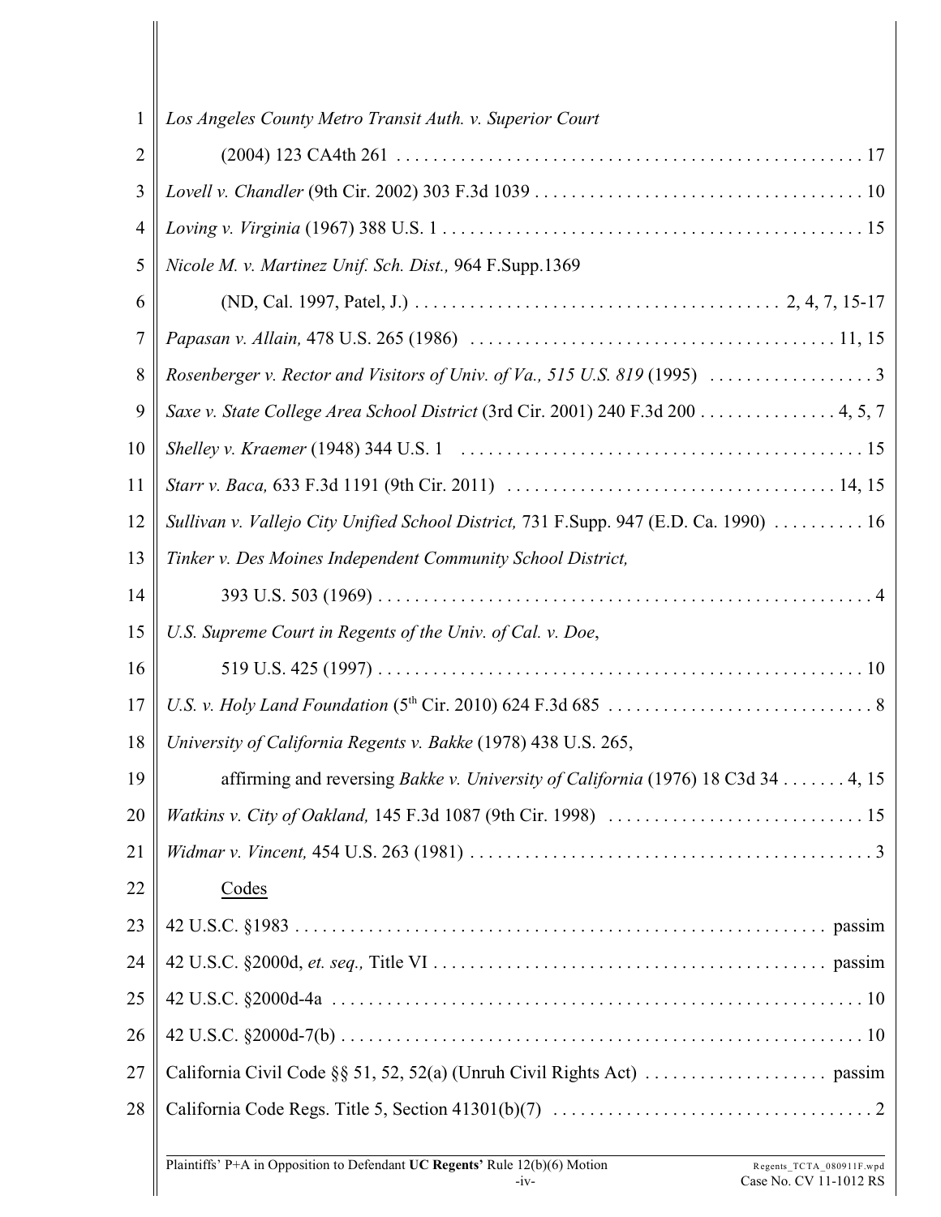*Los Angeles County Metro Transit Auth. v. Superior Court* (2004) 123 CA4th 261 . . . . . . . . . . . . . . . . . . . . . . . . . . . . . . . . . . . . . . . . . . . . . . . . . 17

*Lovell v. Chandler* (9th Cir. 2002) 303 F.3d 1039 . . . . . . . . . . . . . . . . . . . . . . . . . . . . . . . . . . . 10

*Loving v. Virginia* (1967) 388 U.S. 1 . . . . . . . . . . . . . . . . . . . . . . . . . . . . . . . . . . . . . . . . . . . . . 15

*Nicole M. v. Martinez Unif. Sch. Dist.,* 964 F.Supp.1369 (ND, Cal. 1997, Patel, J.) . . . . . . . . . . . . . . . . . . . . . . . . . . . . . . . . . . . . . . 2, 4, 7, 15-17

*Papasan v. Allain,* 478 U.S. 265 (1986) . . . . . . . . . . . . . . . . . . . . . . . . . . . . . . . . . . . . . . . 11, 15

*Rosenberger v. Rector and Visitors of Univ. of Va., 515 U.S. 819* (1995) . . . . . . . . . . . . . . . . . . 3

*Saxe v. State College Area School District* (3rd Cir. 2001) 240 F.3d 200 . . . . . . . . . . . . . . . 4, 5, 7

*Shelley v. Kraemer* (1948) 344 U.S. 1 . . . . . . . . . . . . . . . . . . . . . . . . . . . . . . . . . . . . . . . . . . . 15

*Starr v. Baca,* 633 F.3d 1191 (9th Cir. 2011) . . . . . . . . . . . . . . . . . . . . . . . . . . . . . . . . . . . 14, 15

*Sullivan v. Vallejo City Unified School District,* 731 F.Supp. 947 (E.D. Ca. 1990) . . . . . . . . . . 16

*Tinker v. Des Moines Independent Community School District,* 393 U.S. 503 (1969) . . . . . . . . . . . . . . . . . . . . . . . . . . . . . . . . . . . . . . . . . . . . . . . . . . . . . 4

*U.S. Supreme Court in Regents of the Univ. of Cal. v. Doe*, 519 U.S. 425 (1997) . . . . . . . . . . . . . . . . . . . . . . . . . . . . . . . . . . . . . . . . . . . . . . . . . . . 10

*U.S. v. Holy Land Foundation* (5th Cir. 2010) 624 F.3d 685 . . . . . . . . . . . . . . . . . . . . . . . . . . . . . 8

*University of California Regents v. Bakke* (1978) 438 U.S. 265, affirming and reversing *Bakke v. University of California* (1976) 18 C3d 34 . . . . . . . 4, 15

*Watkins v. City of Oakland,* 145 F.3d 1087 (9th Cir. 1998) . . . . . . . . . . . . . . . . . . . . . . . . . . . . 15

*Widmar v. Vincent,* 454 U.S. 263 (1981) . . . . . . . . . . . . . . . . . . . . . . . . . . . . . . . . . . . . . . . . . . . 3

Codes

42 U.S.C. §1983 . . . . . . . . . . . . . . . . . . . . . . . . . . . . . . . . . . . . . . . . . . . . . . . . . . . . . . . . . passim

42 U.S.C. §2000d, *et. seq.,* Title VI . . . . . . . . . . . . . . . . . . . . . . . . . . . . . . . . . . . . . . . . . . passim

42 U.S.C. §2000d-4a . . . . . . . . . . . . . . . . . . . . . . . . . . . . . . . . . . . . . . . . . . . . . . . . . . . . . . . . 10

42 U.S.C. §2000d-7(b) . . . . . . . . . . . . . . . . . . . . . . . . . . . . . . . . . . . . . . . . . . . . . . . . . . . . . . . 10

California Civil Code §§ 51, 52, 52(a) (Unruh Civil Rights Act) . . . . . . . . . . . . . . . . . . . . passim

California Code Regs. Title 5, Section 41301(b)(7) . . . . . . . . . . . . . . . . . . . . . . . . . . . . . . . . . . . 2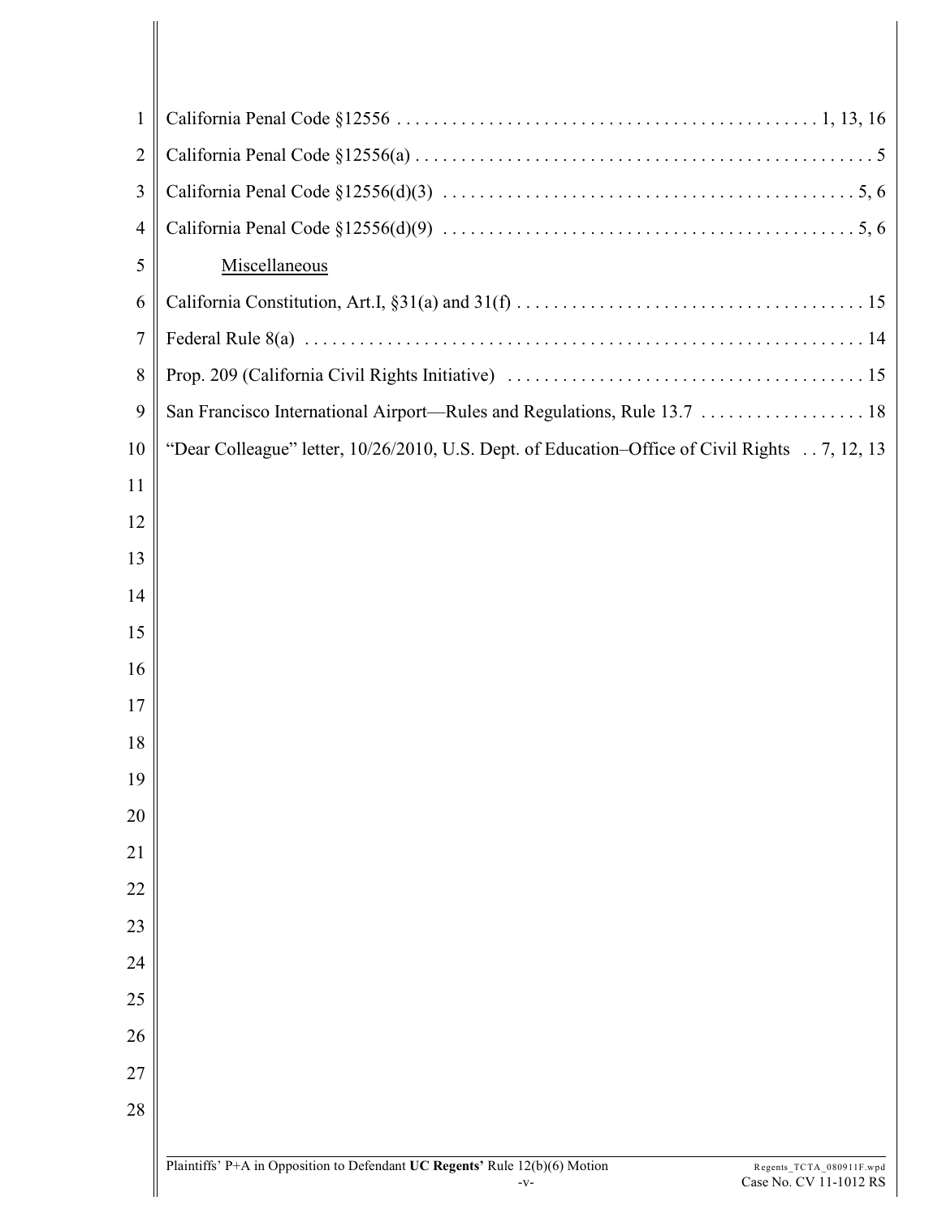California Penal Code §12556 . . . . . . . . . . . . . . . . . . . . . . . . . . . . . . . . . . . . . . . . . . . . 1, 13, 16

California Penal Code §12556(a) . . . . . . . . . . . . . . . . . . . . . . . . . . . . . . . . . . . . . . . . . . . . . . . . . . 5

California Penal Code §12556(d)(3) . . . . . . . . . . . . . . . . . . . . . . . . . . . . . . . . . . . . . . . . . . . . 5, 6

California Penal Code §12556(d)(9) . . . . . . . . . . . . . . . . . . . . . . . . . . . . . . . . . . . . . . . . . . . . 5, 6

Miscellaneous

California Constitution, Art.I, §31(a) and 31(f) . . . . . . . . . . . . . . . . . . . . . . . . . . . . . . . . . . . . . 15

Federal Rule 8(a) . . . . . . . . . . . . . . . . . . . . . . . . . . . . . . . . . . . . . . . . . . . . . . . . . . . . . . . . . . . 14

Prop. 209 (California Civil Rights Initiative) . . . . . . . . . . . . . . . . . . . . . . . . . . . . . . . . . . . . . . 15

San Francisco International Airport—Rules and Regulations, Rule 13.7 . . . . . . . . . . . . . . . . . . 18

"Dear Colleague" letter, 10/26/2010, U.S. Dept. of Education–Office of Civil Rights . . 7, 12, 13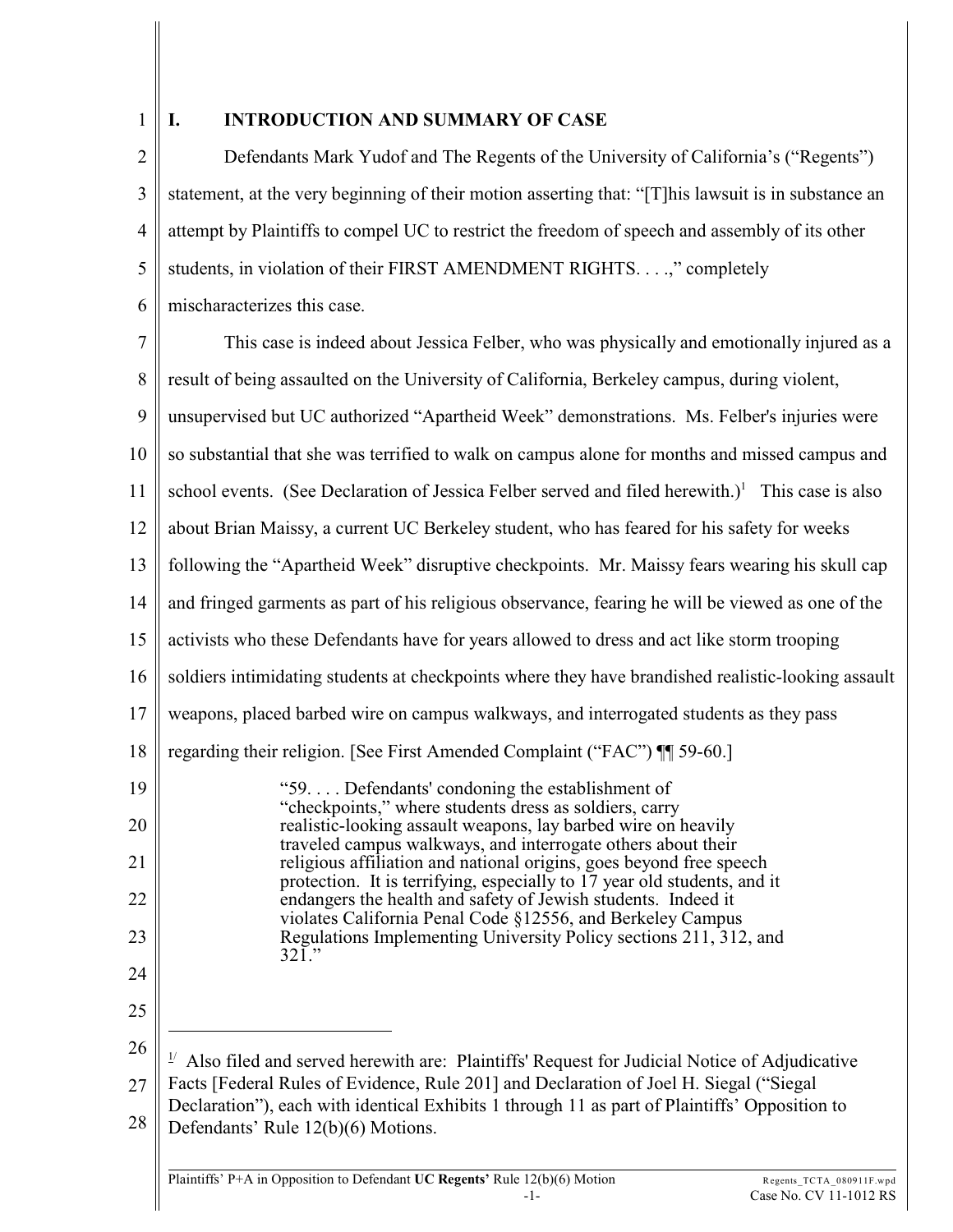## I. INTRODUCTION AND SUMMARY OF CASE

Defendants Mark Yudof and The Regents of the University of California's ("Regents") statement, at the very beginning of their motion asserting that: "[T]his lawsuit is in substance an attempt by Plaintiffs to compel UC to restrict the freedom of speech and assembly of its other students, in violation of their FIRST AMENDMENT RIGHTS. . . .," completely mischaracterizes this case.

This case is indeed about Jessica Felber, who was physically and emotionally injured as a result of being assaulted on the University of California, Berkeley campus, during violent, unsupervised but UC authorized "Apartheid Week" demonstrations. Ms. Felber's injuries were so substantial that she was terrified to walk on campus alone for months and missed campus and school events. (See Declaration of Jessica Felber served and filed herewith.)[1] This case is also about Brian Maissy, a current UC Berkeley student, who has feared for his safety for weeks following the "Apartheid Week" disruptive checkpoints. Mr. Maissy fears wearing his skull cap and fringed garments as part of his religious observance, fearing he will be viewed as one of the activists who these Defendants have for years allowed to dress and act like storm trooping soldiers intimidating students at checkpoints where they have brandished realistic-looking assault weapons, placed barbed wire on campus walkways, and interrogated students as they pass regarding their religion. [See First Amended Complaint ("FAC") ¶¶ 59-60.]

> "59. . . . Defendants' condoning the establishment of "checkpoints," where students dress as soldiers, carry realistic-looking assault weapons, lay barbed wire on heavily traveled campus walkways, and interrogate others about their religious affiliation and national origins, goes beyond free speech protection. It is terrifying, especially to 17 year old students, and it endangers the health and safety of Jewish students. Indeed it violates California Penal Code §12556, and Berkeley Campus Regulations Implementing University Policy sections 211, 312, and 321."

---

[1] Also filed and served herewith are: Plaintiffs' Request for Judicial Notice of Adjudicative Facts [Federal Rules of Evidence, Rule 201] and Declaration of Joel H. Siegal ("Siegal Declaration"), each with identical Exhibits 1 through 11 as part of Plaintiffs' Opposition to Defendants' Rule 12(b)(6) Motions.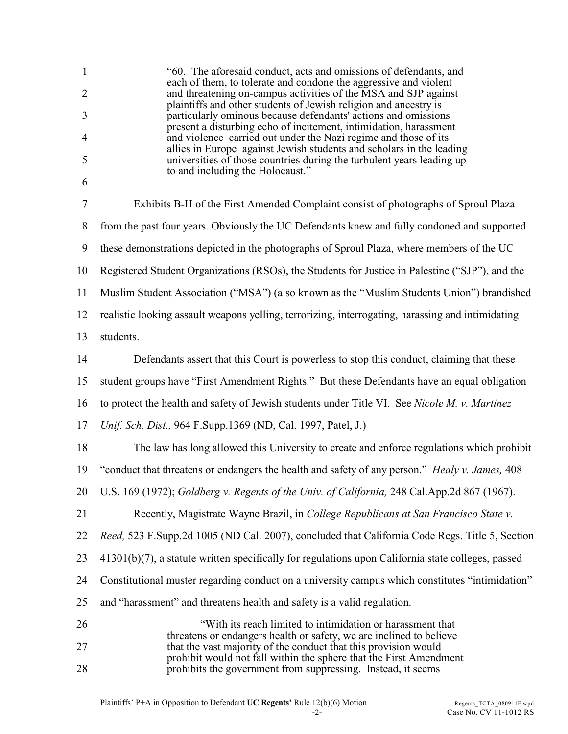> "60. The aforesaid conduct, acts and omissions of defendants, and each of them, to tolerate and condone the aggressive and violent and threatening on-campus activities of the MSA and SJP against plaintiffs and other students of Jewish religion and ancestry is particularly ominous because defendants' actions and omissions present a disturbing echo of incitement, intimidation, harassment and violence carried out under the Nazi regime and those of its allies in Europe against Jewish students and scholars in the leading universities of those countries during the turbulent years leading up to and including the Holocaust."

Exhibits B-H of the First Amended Complaint consist of photographs of Sproul Plaza from the past four years. Obviously the UC Defendants knew and fully condoned and supported these demonstrations depicted in the photographs of Sproul Plaza, where members of the UC Registered Student Organizations (RSOs), the Students for Justice in Palestine ("SJP"), and the Muslim Student Association ("MSA") (also known as the "Muslim Students Union") brandished realistic looking assault weapons yelling, terrorizing, interrogating, harassing and intimidating students.

Defendants assert that this Court is powerless to stop this conduct, claiming that these student groups have "First Amendment Rights." But these Defendants have an equal obligation to protect the health and safety of Jewish students under Title VI. See *Nicole M. v. Martinez Unif. Sch. Dist.,* 964 F.Supp.1369 (ND, Cal. 1997, Patel, J.)

The law has long allowed this University to create and enforce regulations which prohibit "conduct that threatens or endangers the health and safety of any person." *Healy v. James,* 408 U.S. 169 (1972); *Goldberg v. Regents of the Univ. of California,* 248 Cal.App.2d 867 (1967).

Recently, Magistrate Wayne Brazil, in *College Republicans at San Francisco State v. Reed,* 523 F.Supp.2d 1005 (ND Cal. 2007), concluded that California Code Regs. Title 5, Section 41301(b)(7), a statute written specifically for regulations upon California state colleges, passed Constitutional muster regarding conduct on a university campus which constitutes "intimidation" and "harassment" and threatens health and safety is a valid regulation.

> "With its reach limited to intimidation or harassment that threatens or endangers health or safety, we are inclined to believe that the vast majority of the conduct that this provision would prohibit would not fall within the sphere that the First Amendment prohibits the government from suppressing. Instead, it seems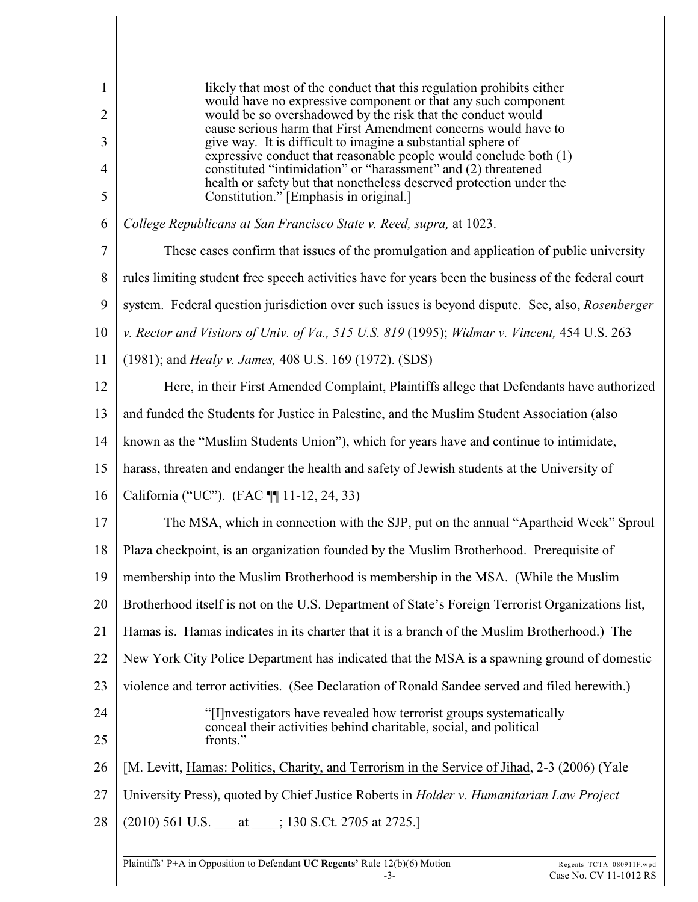> likely that most of the conduct that this regulation prohibits either would have no expressive component or that any such component would be so overshadowed by the risk that the conduct would cause serious harm that First Amendment concerns would have to give way. It is difficult to imagine a substantial sphere of expressive conduct that reasonable people would conclude both (1) constituted "intimidation" or "harassment" and (2) threatened health or safety but that nonetheless deserved protection under the Constitution." [Emphasis in original.]

*College Republicans at San Francisco State v. Reed, supra,* at 1023.

These cases confirm that issues of the promulgation and application of public university rules limiting student free speech activities have for years been the business of the federal court system. Federal question jurisdiction over such issues is beyond dispute. See, also, *Rosenberger v. Rector and Visitors of Univ. of Va., 515 U.S. 819* (1995); *Widmar v. Vincent,* 454 U.S. 263 (1981); and *Healy v. James,* 408 U.S. 169 (1972). (SDS)

Here, in their First Amended Complaint, Plaintiffs allege that Defendants have authorized and funded the Students for Justice in Palestine, and the Muslim Student Association (also known as the "Muslim Students Union"), which for years have and continue to intimidate, harass, threaten and endanger the health and safety of Jewish students at the University of California ("UC"). (FAC ¶¶ 11-12, 24, 33)

The MSA, which in connection with the SJP, put on the annual "Apartheid Week" Sproul Plaza checkpoint, is an organization founded by the Muslim Brotherhood. Prerequisite of membership into the Muslim Brotherhood is membership in the MSA. (While the Muslim Brotherhood itself is not on the U.S. Department of State's Foreign Terrorist Organizations list, Hamas is. Hamas indicates in its charter that it is a branch of the Muslim Brotherhood.) The New York City Police Department has indicated that the MSA is a spawning ground of domestic violence and terror activities. (See Declaration of Ronald Sandee served and filed herewith.)

> "[I]nvestigators have revealed how terrorist groups systematically conceal their activities behind charitable, social, and political fronts."

[M. Levitt, Hamas: Politics, Charity, and Terrorism in the Service of Jihad, 2-3 (2006) (Yale University Press), quoted by Chief Justice Roberts in *Holder v. Humanitarian Law Project* (2010) 561 U.S. ___ at ____; 130 S.Ct. 2705 at 2725.]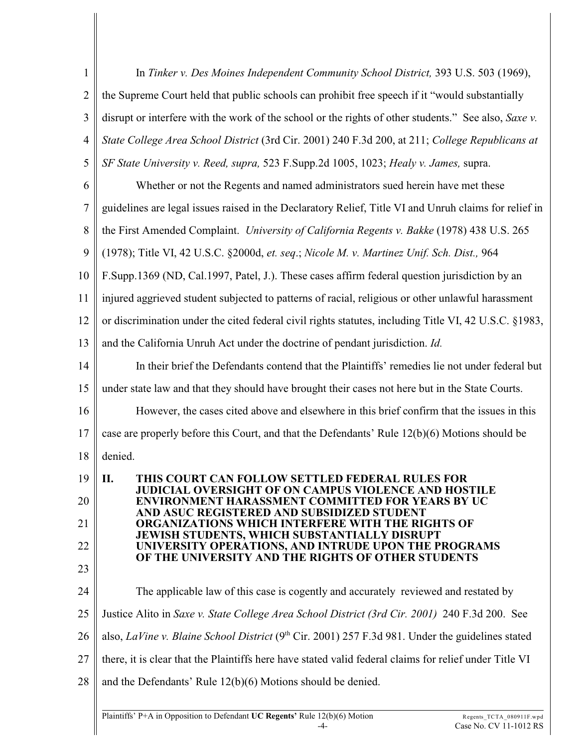In *Tinker v. Des Moines Independent Community School District,* 393 U.S. 503 (1969), the Supreme Court held that public schools can prohibit free speech if it "would substantially disrupt or interfere with the work of the school or the rights of other students." See also, *Saxe v. State College Area School District* (3rd Cir. 2001) 240 F.3d 200, at 211; *College Republicans at SF State University v. Reed, supra,* 523 F.Supp.2d 1005, 1023; *Healy v. James,* supra.

Whether or not the Regents and named administrators sued herein have met these guidelines are legal issues raised in the Declaratory Relief, Title VI and Unruh claims for relief in the First Amended Complaint. *University of California Regents v. Bakke* (1978) 438 U.S. 265 (1978); Title VI, 42 U.S.C. §2000d, *et. seq*.; *Nicole M. v. Martinez Unif. Sch. Dist.,* 964 F.Supp.1369 (ND, Cal.1997, Patel, J.). These cases affirm federal question jurisdiction by an injured aggrieved student subjected to patterns of racial, religious or other unlawful harassment or discrimination under the cited federal civil rights statutes, including Title VI, 42 U.S.C. §1983, and the California Unruh Act under the doctrine of pendant jurisdiction. *Id.*

In their brief the Defendants contend that the Plaintiffs' remedies lie not under federal but under state law and that they should have brought their cases not here but in the State Courts.

However, the cases cited above and elsewhere in this brief confirm that the issues in this case are properly before this Court, and that the Defendants' Rule 12(b)(6) Motions should be denied.

## II. THIS COURT CAN FOLLOW SETTLED FEDERAL RULES FOR JUDICIAL OVERSIGHT OF ON CAMPUS VIOLENCE AND HOSTILE ENVIRONMENT HARASSMENT COMMITTED FOR YEARS BY UC AND ASUC REGISTERED AND SUBSIDIZED STUDENT ORGANIZATIONS WHICH INTERFERE WITH THE RIGHTS OF JEWISH STUDENTS, WHICH SUBSTANTIALLY DISRUPT UNIVERSITY OPERATIONS, AND INTRUDE UPON THE PROGRAMS OF THE UNIVERSITY AND THE RIGHTS OF OTHER STUDENTS

The applicable law of this case is cogently and accurately reviewed and restated by Justice Alito in *Saxe v. State College Area School District (3rd Cir. 2001)* 240 F.3d 200. See also, *LaVine v. Blaine School District* (9th Cir. 2001) 257 F.3d 981. Under the guidelines stated there, it is clear that the Plaintiffs here have stated valid federal claims for relief under Title VI and the Defendants' Rule 12(b)(6) Motions should be denied.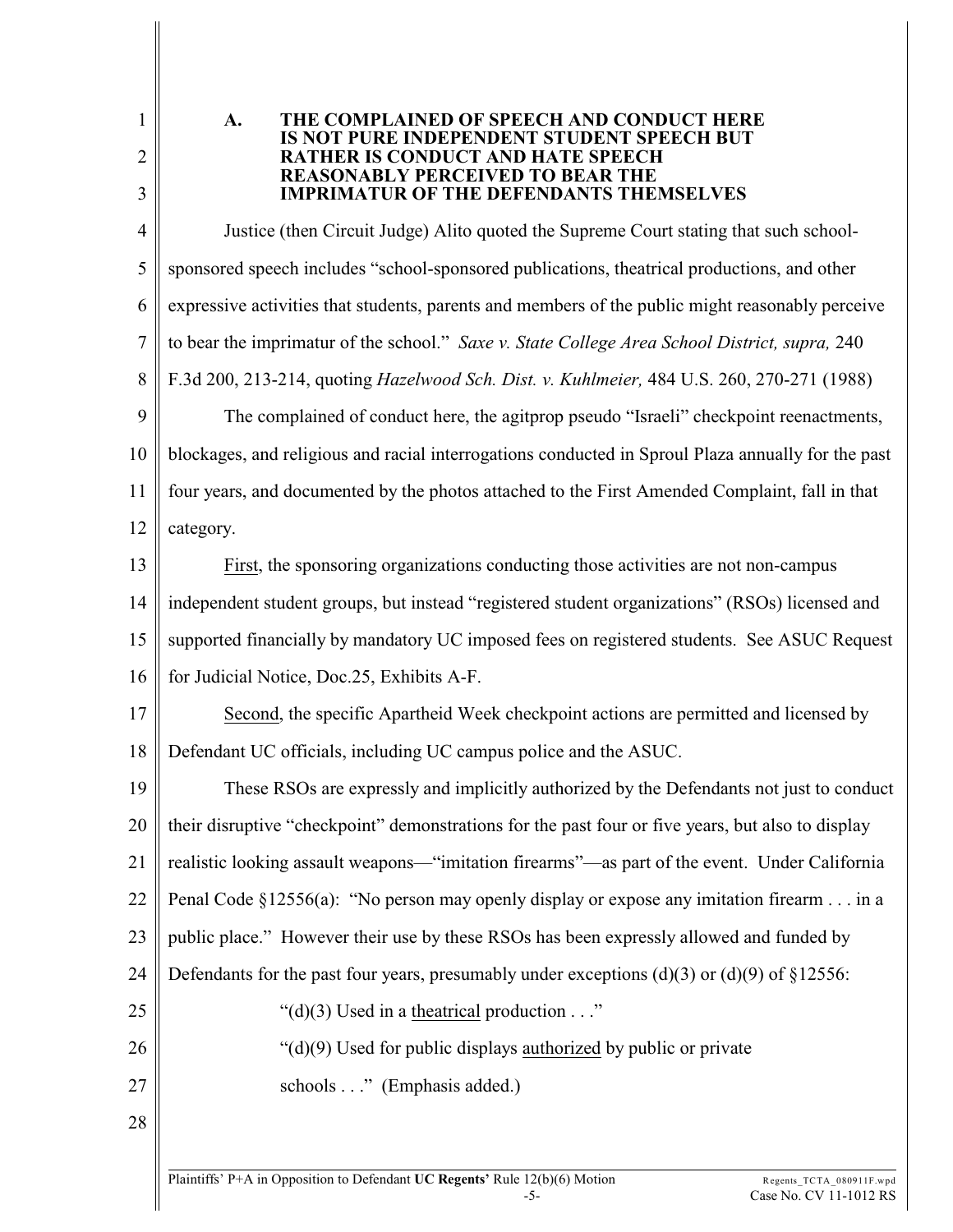### A. THE COMPLAINED OF SPEECH AND CONDUCT HERE IS NOT PURE INDEPENDENT STUDENT SPEECH BUT RATHER IS CONDUCT AND HATE SPEECH REASONABLY PERCEIVED TO BEAR THE IMPRIMATUR OF THE DEFENDANTS THEMSELVES

Justice (then Circuit Judge) Alito quoted the Supreme Court stating that such school-sponsored speech includes "school-sponsored publications, theatrical productions, and other expressive activities that students, parents and members of the public might reasonably perceive to bear the imprimatur of the school." *Saxe v. State College Area School District, supra,* 240 F.3d 200, 213-214, quoting *Hazelwood Sch. Dist. v. Kuhlmeier,* 484 U.S. 260, 270-271 (1988)

The complained of conduct here, the agitprop pseudo "Israeli" checkpoint reenactments, blockages, and religious and racial interrogations conducted in Sproul Plaza annually for the past four years, and documented by the photos attached to the First Amended Complaint, fall in that category.

First, the sponsoring organizations conducting those activities are not non-campus independent student groups, but instead "registered student organizations" (RSOs) licensed and supported financially by mandatory UC imposed fees on registered students. See ASUC Request for Judicial Notice, Doc.25, Exhibits A-F.

Second, the specific Apartheid Week checkpoint actions are permitted and licensed by Defendant UC officials, including UC campus police and the ASUC.

These RSOs are expressly and implicitly authorized by the Defendants not just to conduct their disruptive "checkpoint" demonstrations for the past four or five years, but also to display realistic looking assault weapons—"imitation firearms"—as part of the event. Under California Penal Code §12556(a): "No person may openly display or expose any imitation firearm . . . in a public place." However their use by these RSOs has been expressly allowed and funded by Defendants for the past four years, presumably under exceptions (d)(3) or (d)(9) of §12556:

> "(d)(3) Used in a theatrical production . . ."
>
> "(d)(9) Used for public displays authorized by public or private schools . . ." (Emphasis added.)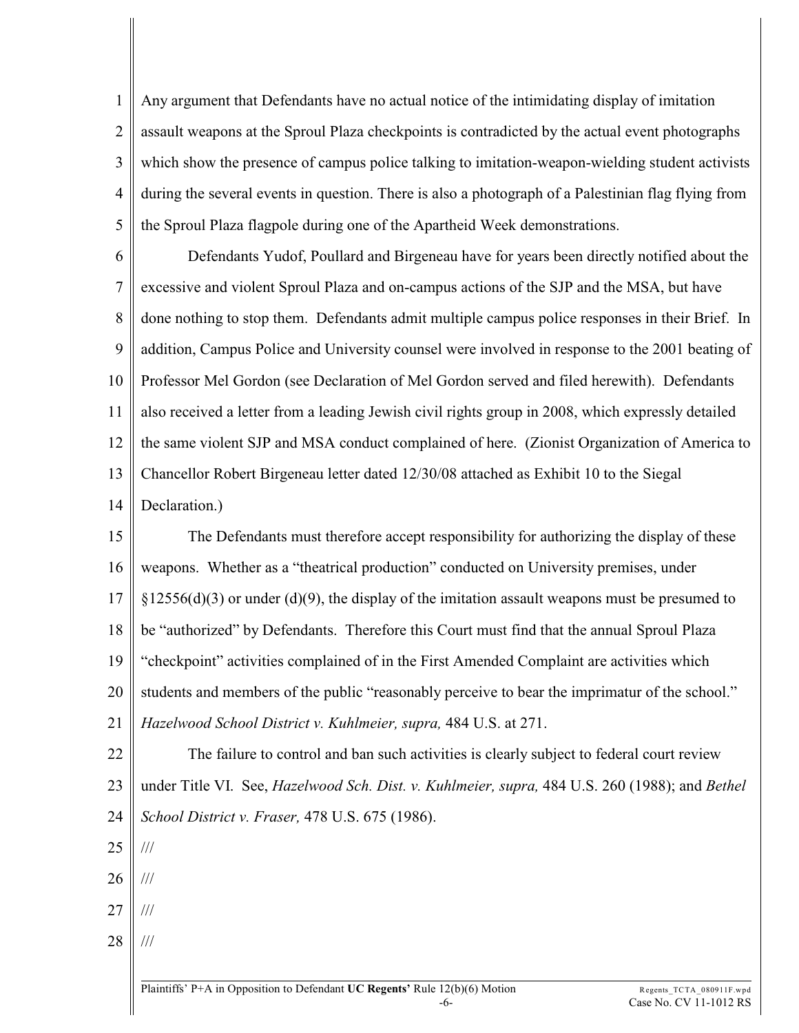Any argument that Defendants have no actual notice of the intimidating display of imitation assault weapons at the Sproul Plaza checkpoints is contradicted by the actual event photographs which show the presence of campus police talking to imitation-weapon-wielding student activists during the several events in question. There is also a photograph of a Palestinian flag flying from the Sproul Plaza flagpole during one of the Apartheid Week demonstrations.

Defendants Yudof, Poullard and Birgeneau have for years been directly notified about the excessive and violent Sproul Plaza and on-campus actions of the SJP and the MSA, but have done nothing to stop them. Defendants admit multiple campus police responses in their Brief. In addition, Campus Police and University counsel were involved in response to the 2001 beating of Professor Mel Gordon (see Declaration of Mel Gordon served and filed herewith). Defendants also received a letter from a leading Jewish civil rights group in 2008, which expressly detailed the same violent SJP and MSA conduct complained of here. (Zionist Organization of America to Chancellor Robert Birgeneau letter dated 12/30/08 attached as Exhibit 10 to the Siegal Declaration.)

The Defendants must therefore accept responsibility for authorizing the display of these weapons. Whether as a "theatrical production" conducted on University premises, under §12556(d)(3) or under (d)(9), the display of the imitation assault weapons must be presumed to be "authorized" by Defendants. Therefore this Court must find that the annual Sproul Plaza "checkpoint" activities complained of in the First Amended Complaint are activities which students and members of the public "reasonably perceive to bear the imprimatur of the school." *Hazelwood School District v. Kuhlmeier, supra,* 484 U.S. at 271.

The failure to control and ban such activities is clearly subject to federal court review under Title VI. See, *Hazelwood Sch. Dist. v. Kuhlmeier, supra,* 484 U.S. 260 (1988); and *Bethel School District v. Fraser,* 478 U.S. 675 (1986).

///

///

///

///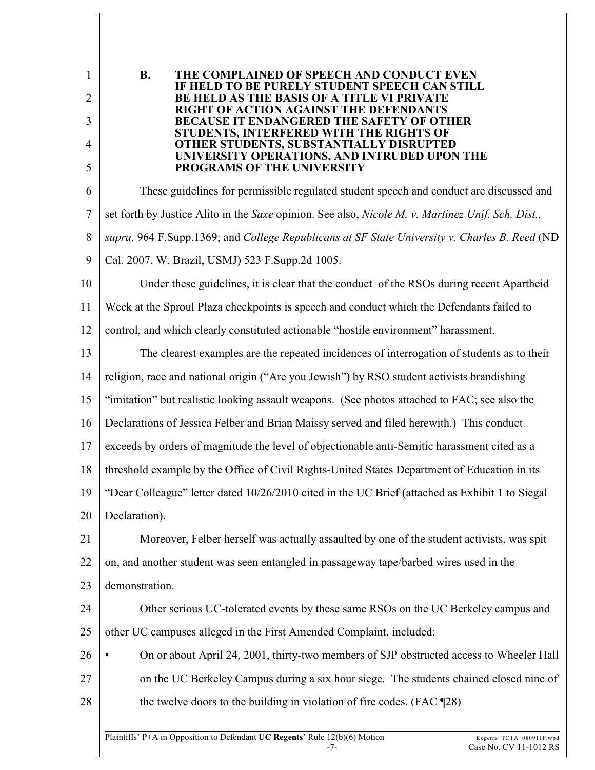### B. THE COMPLAINED OF SPEECH AND CONDUCT EVEN IF HELD TO BE PURELY STUDENT SPEECH CAN STILL BE HELD AS THE BASIS OF A TITLE VI PRIVATE RIGHT OF ACTION AGAINST THE DEFENDANTS BECAUSE IT ENDANGERED THE SAFETY OF OTHER STUDENTS, INTERFERED WITH THE RIGHTS OF OTHER STUDENTS, SUBSTANTIALLY DISRUPTED UNIVERSITY OPERATIONS, AND INTRUDED UPON THE PROGRAMS OF THE UNIVERSITY

These guidelines for permissible regulated student speech and conduct are discussed and set forth by Justice Alito in the *Saxe* opinion. See also, *Nicole M. v. Martinez Unif. Sch. Dist., supra,* 964 F.Supp.1369; and *College Republicans at SF State University v. Charles B. Reed* (ND Cal. 2007, W. Brazil, USMJ) 523 F.Supp.2d 1005.

Under these guidelines, it is clear that the conduct of the RSOs during recent Apartheid Week at the Sproul Plaza checkpoints is speech and conduct which the Defendants failed to control, and which clearly constituted actionable "hostile environment" harassment.

The clearest examples are the repeated incidences of interrogation of students as to their religion, race and national origin ("Are you Jewish") by RSO student activists brandishing "imitation" but realistic looking assault weapons. (See photos attached to FAC; see also the Declarations of Jessica Felber and Brian Maissy served and filed herewith.) This conduct exceeds by orders of magnitude the level of objectionable anti-Semitic harassment cited as a threshold example by the Office of Civil Rights-United States Department of Education in its "Dear Colleague" letter dated 10/26/2010 cited in the UC Brief (attached as Exhibit 1 to Siegal Declaration).

Moreover, Felber herself was actually assaulted by one of the student activists, was spit on, and another student was seen entangled in passageway tape/barbed wires used in the demonstration.

Other serious UC-tolerated events by these same RSOs on the UC Berkeley campus and other UC campuses alleged in the First Amended Complaint, included:

- On or about April 24, 2001, thirty-two members of SJP obstructed access to Wheeler Hall on the UC Berkeley Campus during a six hour siege. The students chained closed nine of the twelve doors to the building in violation of fire codes. (FAC ¶28)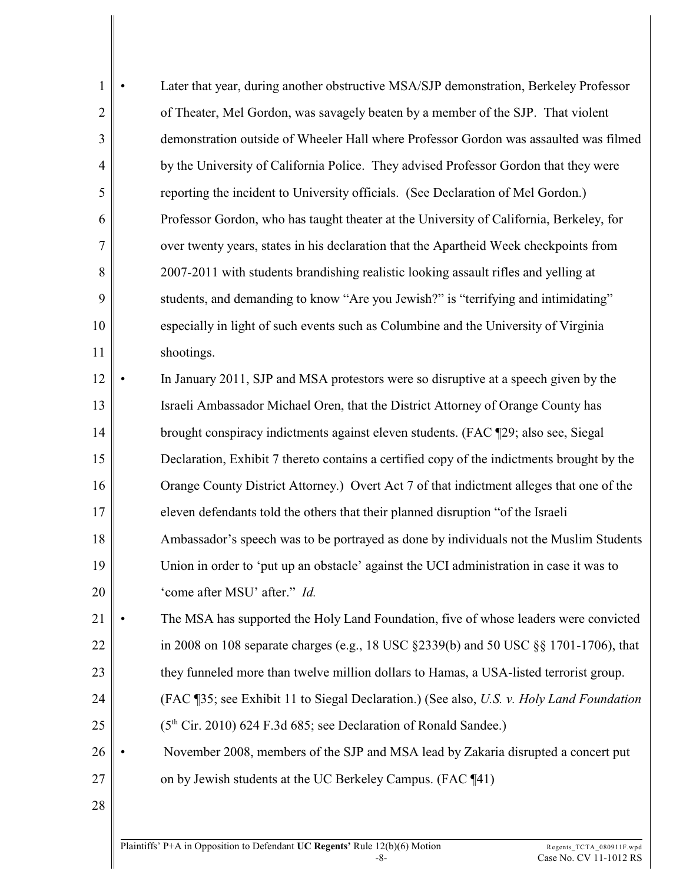- Later that year, during another obstructive MSA/SJP demonstration, Berkeley Professor of Theater, Mel Gordon, was savagely beaten by a member of the SJP. That violent demonstration outside of Wheeler Hall where Professor Gordon was assaulted was filmed by the University of California Police. They advised Professor Gordon that they were reporting the incident to University officials. (See Declaration of Mel Gordon.) Professor Gordon, who has taught theater at the University of California, Berkeley, for over twenty years, states in his declaration that the Apartheid Week checkpoints from 2007-2011 with students brandishing realistic looking assault rifles and yelling at students, and demanding to know "Are you Jewish?" is "terrifying and intimidating" especially in light of such events such as Columbine and the University of Virginia shootings.
- In January 2011, SJP and MSA protestors were so disruptive at a speech given by the Israeli Ambassador Michael Oren, that the District Attorney of Orange County has brought conspiracy indictments against eleven students. (FAC ¶29; also see, Siegal Declaration, Exhibit 7 thereto contains a certified copy of the indictments brought by the Orange County District Attorney.) Overt Act 7 of that indictment alleges that one of the eleven defendants told the others that their planned disruption "of the Israeli Ambassador's speech was to be portrayed as done by individuals not the Muslim Students Union in order to 'put up an obstacle' against the UCI administration in case it was to 'come after MSU' after." *Id.*
- The MSA has supported the Holy Land Foundation, five of whose leaders were convicted in 2008 on 108 separate charges (e.g., 18 USC §2339(b) and 50 USC §§ 1701-1706), that they funneled more than twelve million dollars to Hamas, a USA-listed terrorist group. (FAC ¶35; see Exhibit 11 to Siegal Declaration.) (See also, *U.S. v. Holy Land Foundation* (5th Cir. 2010) 624 F.3d 685; see Declaration of Ronald Sandee.)
- November 2008, members of the SJP and MSA lead by Zakaria disrupted a concert put on by Jewish students at the UC Berkeley Campus. (FAC ¶41)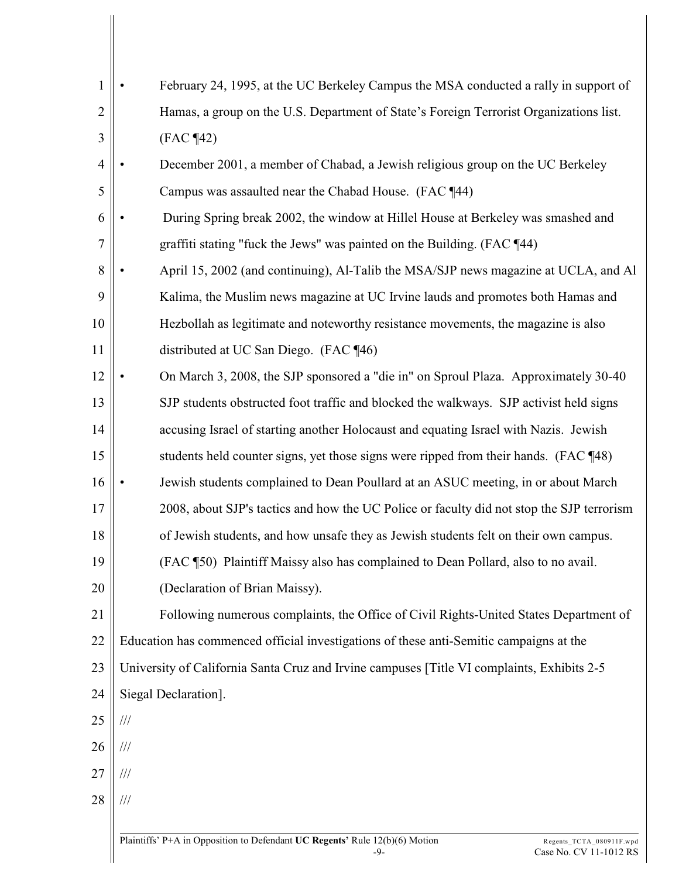- February 24, 1995, at the UC Berkeley Campus the MSA conducted a rally in support of Hamas, a group on the U.S. Department of State's Foreign Terrorist Organizations list. (FAC ¶42)
- December 2001, a member of Chabad, a Jewish religious group on the UC Berkeley Campus was assaulted near the Chabad House. (FAC ¶44)
- During Spring break 2002, the window at Hillel House at Berkeley was smashed and graffiti stating "fuck the Jews" was painted on the Building. (FAC ¶44)
- April 15, 2002 (and continuing), Al-Talib the MSA/SJP news magazine at UCLA, and Al Kalima, the Muslim news magazine at UC Irvine lauds and promotes both Hamas and Hezbollah as legitimate and noteworthy resistance movements, the magazine is also distributed at UC San Diego. (FAC ¶46)
- On March 3, 2008, the SJP sponsored a "die in" on Sproul Plaza. Approximately 30-40 SJP students obstructed foot traffic and blocked the walkways. SJP activist held signs accusing Israel of starting another Holocaust and equating Israel with Nazis. Jewish students held counter signs, yet those signs were ripped from their hands. (FAC ¶48)
- Jewish students complained to Dean Poullard at an ASUC meeting, in or about March 2008, about SJP's tactics and how the UC Police or faculty did not stop the SJP terrorism of Jewish students, and how unsafe they as Jewish students felt on their own campus. (FAC ¶50) Plaintiff Maissy also has complained to Dean Pollard, also to no avail. (Declaration of Brian Maissy).

Following numerous complaints, the Office of Civil Rights-United States Department of Education has commenced official investigations of these anti-Semitic campaigns at the University of California Santa Cruz and Irvine campuses [Title VI complaints, Exhibits 2-5 Siegal Declaration].

///

///

///

///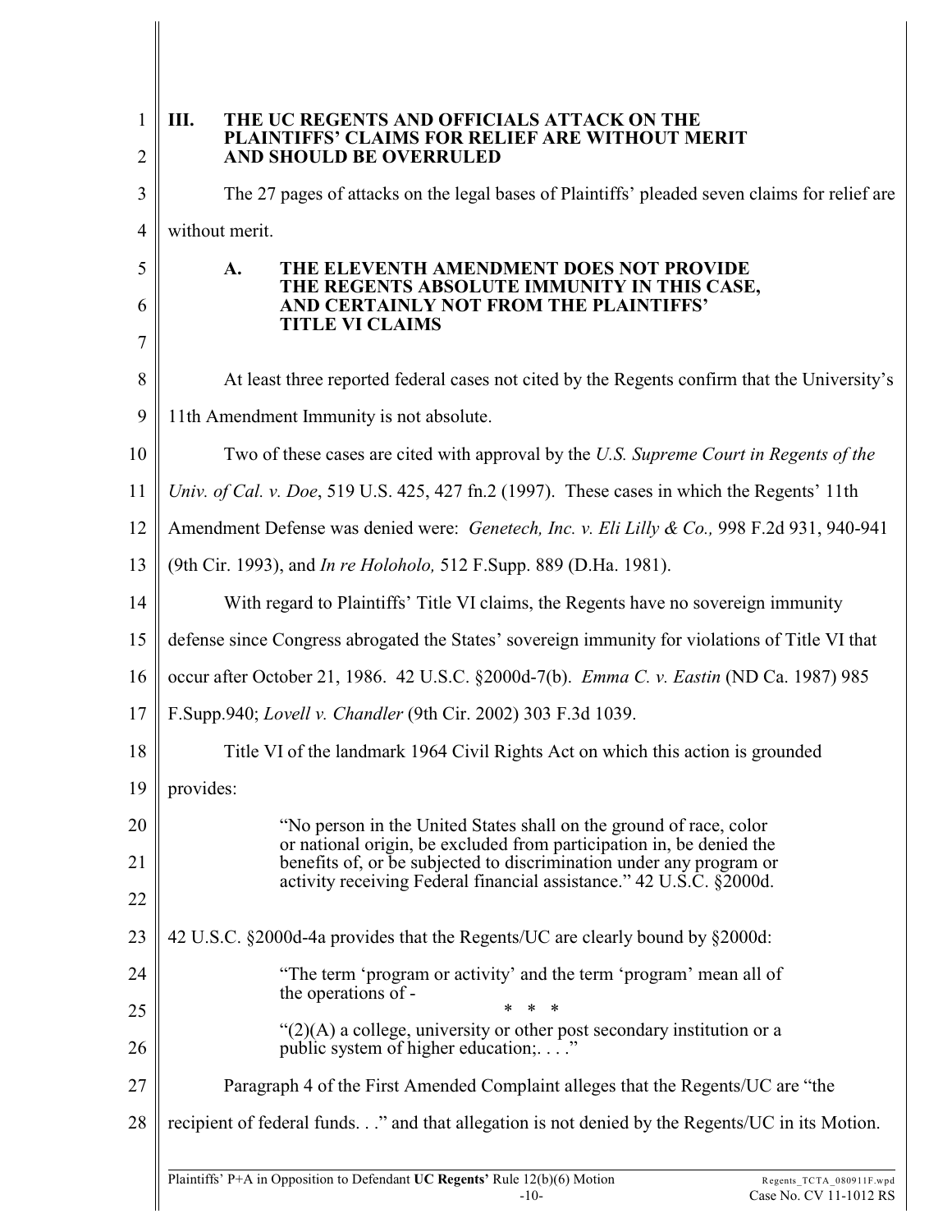## III. THE UC REGENTS AND OFFICIALS ATTACK ON THE PLAINTIFFS' CLAIMS FOR RELIEF ARE WITHOUT MERIT AND SHOULD BE OVERRULED

The 27 pages of attacks on the legal bases of Plaintiffs' pleaded seven claims for relief are without merit.

### A. THE ELEVENTH AMENDMENT DOES NOT PROVIDE THE REGENTS ABSOLUTE IMMUNITY IN THIS CASE, AND CERTAINLY NOT FROM THE PLAINTIFFS' TITLE VI CLAIMS

At least three reported federal cases not cited by the Regents confirm that the University's 11th Amendment Immunity is not absolute.

Two of these cases are cited with approval by the *U.S. Supreme Court in Regents of the Univ. of Cal. v. Doe*, 519 U.S. 425, 427 fn.2 (1997). These cases in which the Regents' 11th Amendment Defense was denied were: *Genetech, Inc. v. Eli Lilly & Co.,* 998 F.2d 931, 940-941 (9th Cir. 1993), and *In re Holoholo,* 512 F.Supp. 889 (D.Ha. 1981).

With regard to Plaintiffs' Title VI claims, the Regents have no sovereign immunity defense since Congress abrogated the States' sovereign immunity for violations of Title VI that occur after October 21, 1986. 42 U.S.C. §2000d-7(b). *Emma C. v. Eastin* (ND Ca. 1987) 985 F.Supp.940; *Lovell v. Chandler* (9th Cir. 2002) 303 F.3d 1039.

Title VI of the landmark 1964 Civil Rights Act on which this action is grounded provides:

> "No person in the United States shall on the ground of race, color or national origin, be excluded from participation in, be denied the benefits of, or be subjected to discrimination under any program or activity receiving Federal financial assistance." 42 U.S.C. §2000d.

42 U.S.C. §2000d-4a provides that the Regents/UC are clearly bound by §2000d:

> "The term 'program or activity' and the term 'program' mean all of the operations of -
>
> \* \* \*
>
> "(2)(A) a college, university or other post secondary institution or a public system of higher education;. . . ."

Paragraph 4 of the First Amended Complaint alleges that the Regents/UC are "the recipient of federal funds. . ." and that allegation is not denied by the Regents/UC in its Motion.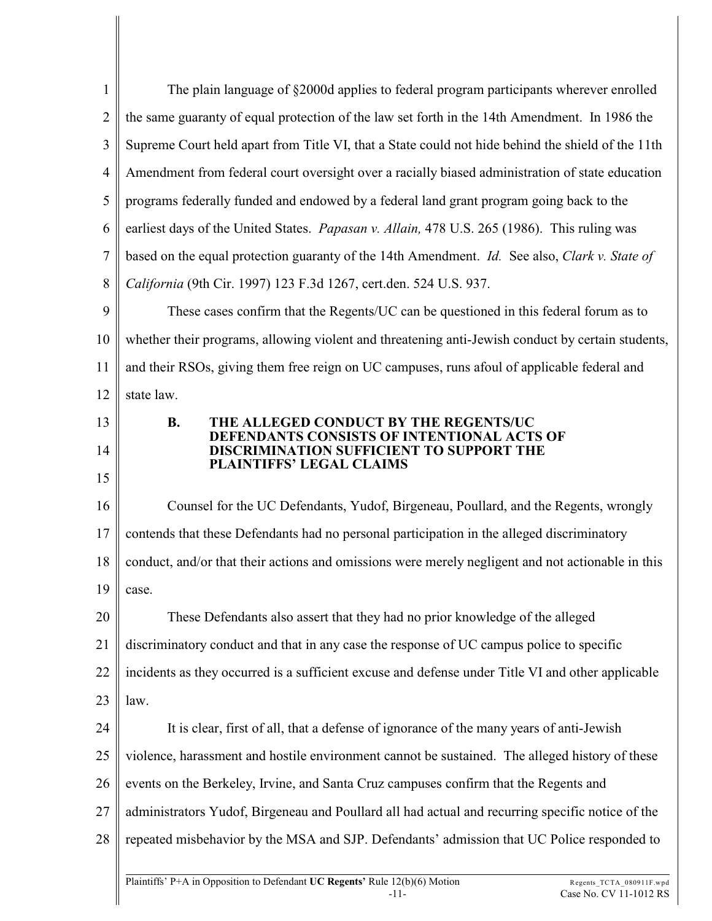The plain language of §2000d applies to federal program participants wherever enrolled the same guaranty of equal protection of the law set forth in the 14th Amendment. In 1986 the Supreme Court held apart from Title VI, that a State could not hide behind the shield of the 11th Amendment from federal court oversight over a racially biased administration of state education programs federally funded and endowed by a federal land grant program going back to the earliest days of the United States. *Papasan v. Allain,* 478 U.S. 265 (1986). This ruling was based on the equal protection guaranty of the 14th Amendment. *Id.* See also, *Clark v. State of California* (9th Cir. 1997) 123 F.3d 1267, cert.den. 524 U.S. 937.

These cases confirm that the Regents/UC can be questioned in this federal forum as to whether their programs, allowing violent and threatening anti-Jewish conduct by certain students, and their RSOs, giving them free reign on UC campuses, runs afoul of applicable federal and state law.

### B. THE ALLEGED CONDUCT BY THE REGENTS/UC DEFENDANTS CONSISTS OF INTENTIONAL ACTS OF DISCRIMINATION SUFFICIENT TO SUPPORT THE PLAINTIFFS' LEGAL CLAIMS

Counsel for the UC Defendants, Yudof, Birgeneau, Poullard, and the Regents, wrongly contends that these Defendants had no personal participation in the alleged discriminatory conduct, and/or that their actions and omissions were merely negligent and not actionable in this case.

These Defendants also assert that they had no prior knowledge of the alleged discriminatory conduct and that in any case the response of UC campus police to specific incidents as they occurred is a sufficient excuse and defense under Title VI and other applicable law.

It is clear, first of all, that a defense of ignorance of the many years of anti-Jewish violence, harassment and hostile environment cannot be sustained. The alleged history of these events on the Berkeley, Irvine, and Santa Cruz campuses confirm that the Regents and administrators Yudof, Birgeneau and Poullard all had actual and recurring specific notice of the repeated misbehavior by the MSA and SJP. Defendants' admission that UC Police responded to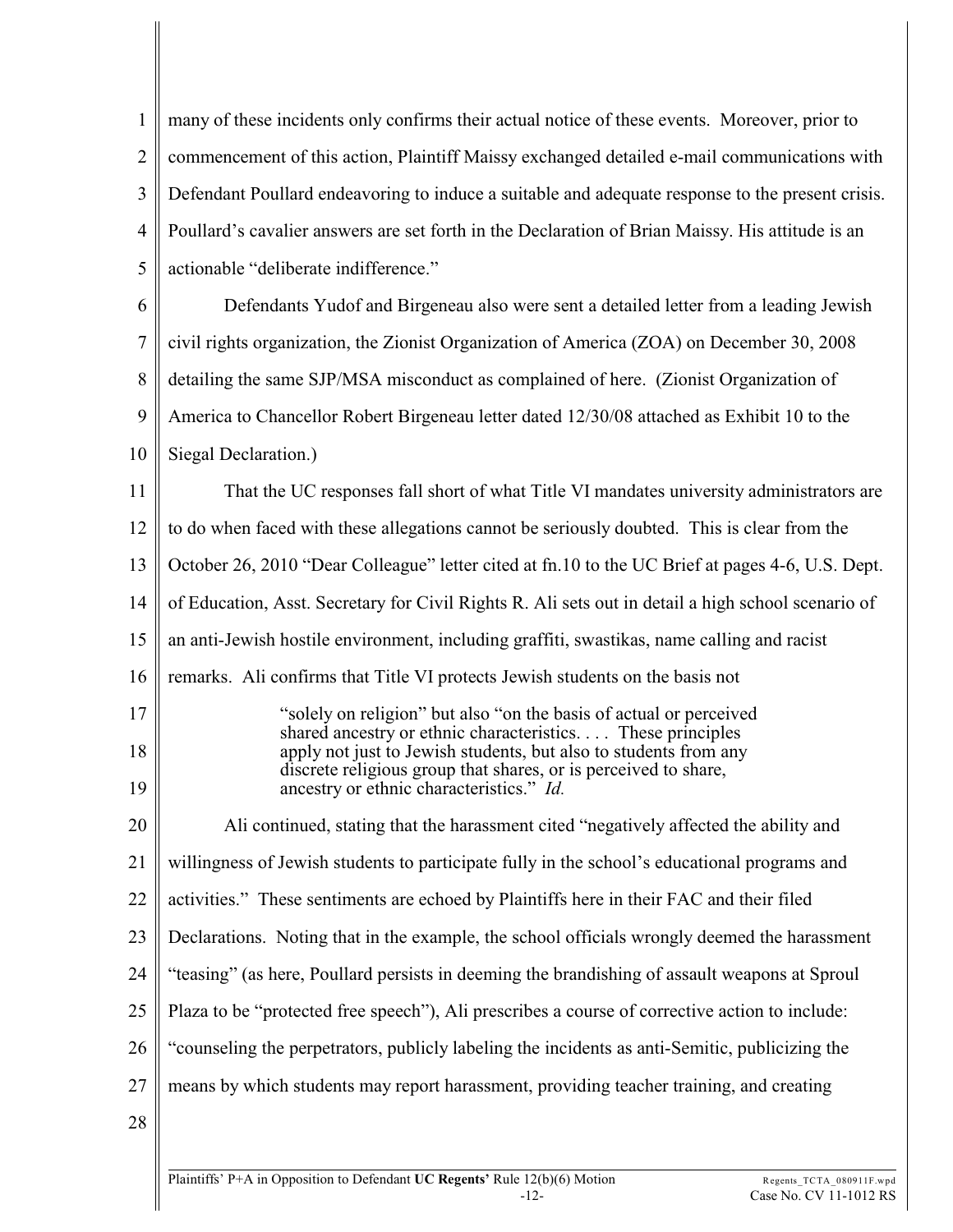many of these incidents only confirms their actual notice of these events. Moreover, prior to commencement of this action, Plaintiff Maissy exchanged detailed e-mail communications with Defendant Poullard endeavoring to induce a suitable and adequate response to the present crisis. Poullard's cavalier answers are set forth in the Declaration of Brian Maissy. His attitude is an actionable "deliberate indifference."

Defendants Yudof and Birgeneau also were sent a detailed letter from a leading Jewish civil rights organization, the Zionist Organization of America (ZOA) on December 30, 2008 detailing the same SJP/MSA misconduct as complained of here. (Zionist Organization of America to Chancellor Robert Birgeneau letter dated 12/30/08 attached as Exhibit 10 to the Siegal Declaration.)

That the UC responses fall short of what Title VI mandates university administrators are to do when faced with these allegations cannot be seriously doubted. This is clear from the October 26, 2010 "Dear Colleague" letter cited at fn.10 to the UC Brief at pages 4-6, U.S. Dept. of Education, Asst. Secretary for Civil Rights R. Ali sets out in detail a high school scenario of an anti-Jewish hostile environment, including graffiti, swastikas, name calling and racist remarks. Ali confirms that Title VI protects Jewish students on the basis not

> "solely on religion" but also "on the basis of actual or perceived shared ancestry or ethnic characteristics. . . . These principles apply not just to Jewish students, but also to students from any discrete religious group that shares, or is perceived to share, ancestry or ethnic characteristics." *Id.*

Ali continued, stating that the harassment cited "negatively affected the ability and willingness of Jewish students to participate fully in the school's educational programs and activities." These sentiments are echoed by Plaintiffs here in their FAC and their filed Declarations. Noting that in the example, the school officials wrongly deemed the harassment "teasing" (as here, Poullard persists in deeming the brandishing of assault weapons at Sproul Plaza to be "protected free speech"), Ali prescribes a course of corrective action to include: "counseling the perpetrators, publicly labeling the incidents as anti-Semitic, publicizing the means by which students may report harassment, providing teacher training, and creating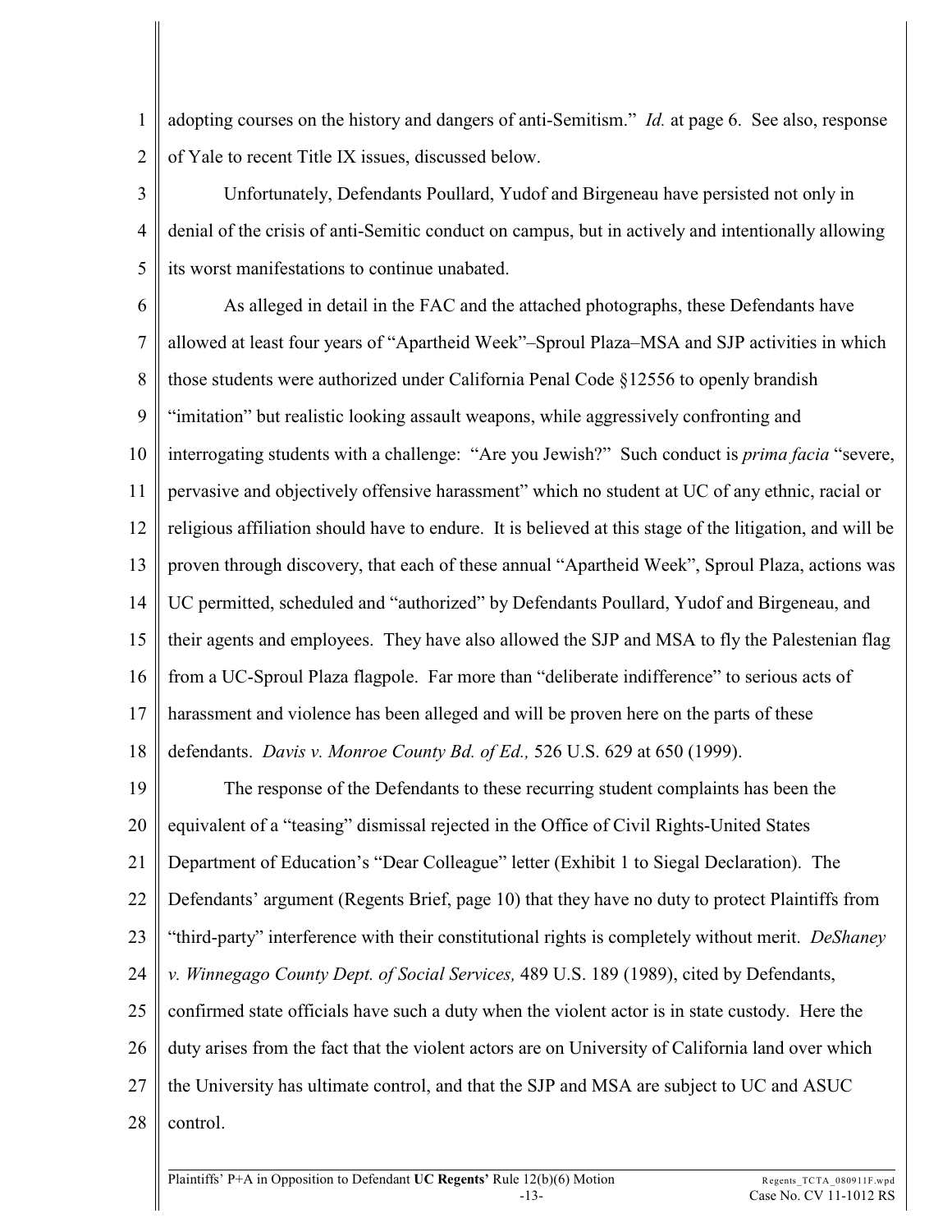adopting courses on the history and dangers of anti-Semitism." *Id.* at page 6. See also, response of Yale to recent Title IX issues, discussed below.

Unfortunately, Defendants Poullard, Yudof and Birgeneau have persisted not only in denial of the crisis of anti-Semitic conduct on campus, but in actively and intentionally allowing its worst manifestations to continue unabated.

As alleged in detail in the FAC and the attached photographs, these Defendants have allowed at least four years of "Apartheid Week"–Sproul Plaza–MSA and SJP activities in which those students were authorized under California Penal Code §12556 to openly brandish "imitation" but realistic looking assault weapons, while aggressively confronting and interrogating students with a challenge: "Are you Jewish?" Such conduct is *prima facia* "severe, pervasive and objectively offensive harassment" which no student at UC of any ethnic, racial or religious affiliation should have to endure. It is believed at this stage of the litigation, and will be proven through discovery, that each of these annual "Apartheid Week", Sproul Plaza, actions was UC permitted, scheduled and "authorized" by Defendants Poullard, Yudof and Birgeneau, and their agents and employees. They have also allowed the SJP and MSA to fly the Palestenian flag from a UC-Sproul Plaza flagpole. Far more than "deliberate indifference" to serious acts of harassment and violence has been alleged and will be proven here on the parts of these defendants. *Davis v. Monroe County Bd. of Ed.,* 526 U.S. 629 at 650 (1999).

The response of the Defendants to these recurring student complaints has been the equivalent of a "teasing" dismissal rejected in the Office of Civil Rights-United States Department of Education's "Dear Colleague" letter (Exhibit 1 to Siegal Declaration). The Defendants' argument (Regents Brief, page 10) that they have no duty to protect Plaintiffs from "third-party" interference with their constitutional rights is completely without merit. *DeShaney v. Winnegago County Dept. of Social Services,* 489 U.S. 189 (1989), cited by Defendants, confirmed state officials have such a duty when the violent actor is in state custody. Here the duty arises from the fact that the violent actors are on University of California land over which the University has ultimate control, and that the SJP and MSA are subject to UC and ASUC control.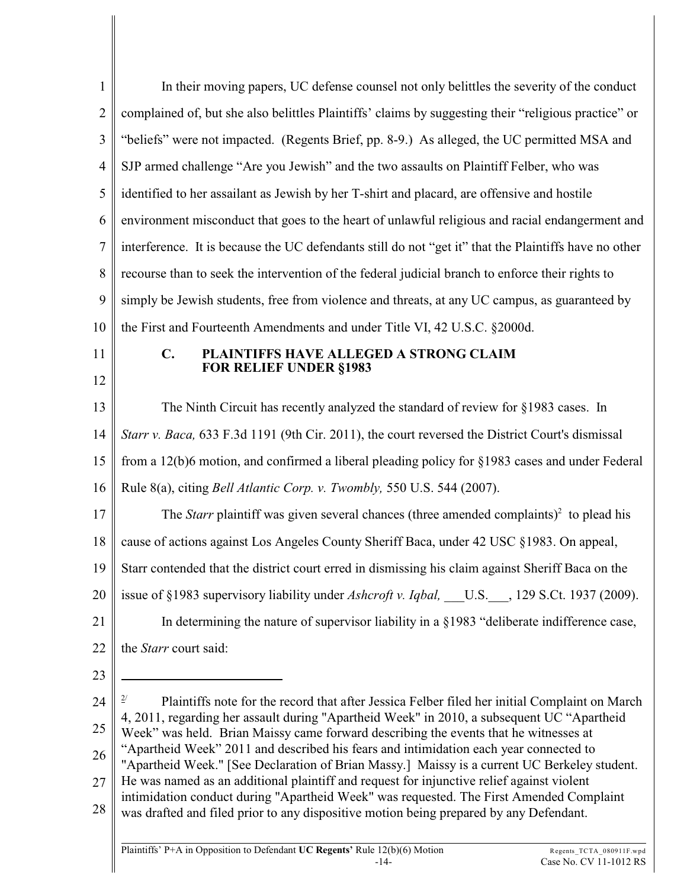In their moving papers, UC defense counsel not only belittles the severity of the conduct complained of, but she also belittles Plaintiffs' claims by suggesting their "religious practice" or "beliefs" were not impacted. (Regents Brief, pp. 8-9.) As alleged, the UC permitted MSA and SJP armed challenge "Are you Jewish" and the two assaults on Plaintiff Felber, who was identified to her assailant as Jewish by her T-shirt and placard, are offensive and hostile environment misconduct that goes to the heart of unlawful religious and racial endangerment and interference. It is because the UC defendants still do not "get it" that the Plaintiffs have no other recourse than to seek the intervention of the federal judicial branch to enforce their rights to simply be Jewish students, free from violence and threats, at any UC campus, as guaranteed by the First and Fourteenth Amendments and under Title VI, 42 U.S.C. §2000d.

### C. PLAINTIFFS HAVE ALLEGED A STRONG CLAIM FOR RELIEF UNDER §1983

The Ninth Circuit has recently analyzed the standard of review for §1983 cases. In *Starr v. Baca,* 633 F.3d 1191 (9th Cir. 2011), the court reversed the District Court's dismissal from a 12(b)6 motion, and confirmed a liberal pleading policy for §1983 cases and under Federal Rule 8(a), citing *Bell Atlantic Corp. v. Twombly,* 550 U.S. 544 (2007).

The *Starr* plaintiff was given several chances (three amended complaints)[2] to plead his cause of actions against Los Angeles County Sheriff Baca, under 42 USC §1983. On appeal, Starr contended that the district court erred in dismissing his claim against Sheriff Baca on the issue of §1983 supervisory liability under *Ashcroft v. Iqbal,* ___U.S.___, 129 S.Ct. 1937 (2009).

In determining the nature of supervisor liability in a §1983 "deliberate indifference case, the *Starr* court said:

---

[2] Plaintiffs note for the record that after Jessica Felber filed her initial Complaint on March 4, 2011, regarding her assault during "Apartheid Week" in 2010, a subsequent UC "Apartheid Week" was held. Brian Maissy came forward describing the events that he witnesses at "Apartheid Week" 2011 and described his fears and intimidation each year connected to "Apartheid Week." [See Declaration of Brian Massy.] Maissy is a current UC Berkeley student. He was named as an additional plaintiff and request for injunctive relief against violent intimidation conduct during "Apartheid Week" was requested. The First Amended Complaint was drafted and filed prior to any dispositive motion being prepared by any Defendant.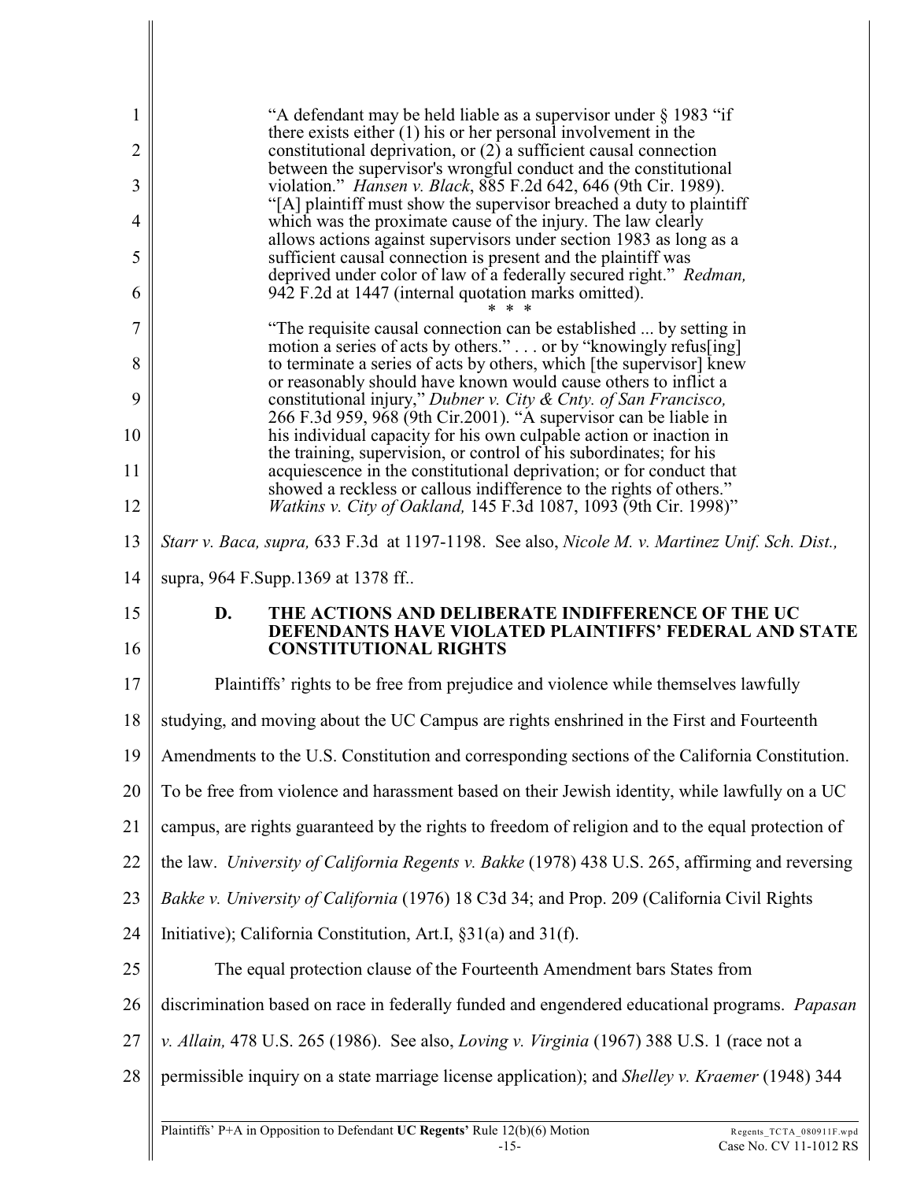> "A defendant may be held liable as a supervisor under § 1983 "if there exists either (1) his or her personal involvement in the constitutional deprivation, or (2) a sufficient causal connection between the supervisor's wrongful conduct and the constitutional violation." *Hansen v. Black*, 885 F.2d 642, 646 (9th Cir. 1989). "[A] plaintiff must show the supervisor breached a duty to plaintiff which was the proximate cause of the injury. The law clearly allows actions against supervisors under section 1983 as long as a sufficient causal connection is present and the plaintiff was deprived under color of law of a federally secured right." *Redman,* 942 F.2d at 1447 (internal quotation marks omitted).
>
> \* \* \*
>
> "The requisite causal connection can be established ... by setting in motion a series of acts by others." . . . or by "knowingly refus[ing] to terminate a series of acts by others, which [the supervisor] knew or reasonably should have known would cause others to inflict a constitutional injury," *Dubner v. City & Cnty. of San Francisco,* 266 F.3d 959, 968 (9th Cir.2001). "A supervisor can be liable in his individual capacity for his own culpable action or inaction in the training, supervision, or control of his subordinates; for his acquiescence in the constitutional deprivation; or for conduct that showed a reckless or callous indifference to the rights of others." *Watkins v. City of Oakland,* 145 F.3d 1087, 1093 (9th Cir. 1998)"

*Starr v. Baca, supra,* 633 F.3d at 1197-1198. See also, *Nicole M. v. Martinez Unif. Sch. Dist.,* supra, 964 F.Supp.1369 at 1378 ff..

### D. THE ACTIONS AND DELIBERATE INDIFFERENCE OF THE UC DEFENDANTS HAVE VIOLATED PLAINTIFFS' FEDERAL AND STATE CONSTITUTIONAL RIGHTS

Plaintiffs' rights to be free from prejudice and violence while themselves lawfully studying, and moving about the UC Campus are rights enshrined in the First and Fourteenth Amendments to the U.S. Constitution and corresponding sections of the California Constitution. To be free from violence and harassment based on their Jewish identity, while lawfully on a UC campus, are rights guaranteed by the rights to freedom of religion and to the equal protection of the law. *University of California Regents v. Bakke* (1978) 438 U.S. 265, affirming and reversing *Bakke v. University of California* (1976) 18 C3d 34; and Prop. 209 (California Civil Rights Initiative); California Constitution, Art.I, §31(a) and 31(f).

The equal protection clause of the Fourteenth Amendment bars States from discrimination based on race in federally funded and engendered educational programs. *Papasan v. Allain,* 478 U.S. 265 (1986). See also, *Loving v. Virginia* (1967) 388 U.S. 1 (race not a permissible inquiry on a state marriage license application); and *Shelley v. Kraemer* (1948) 344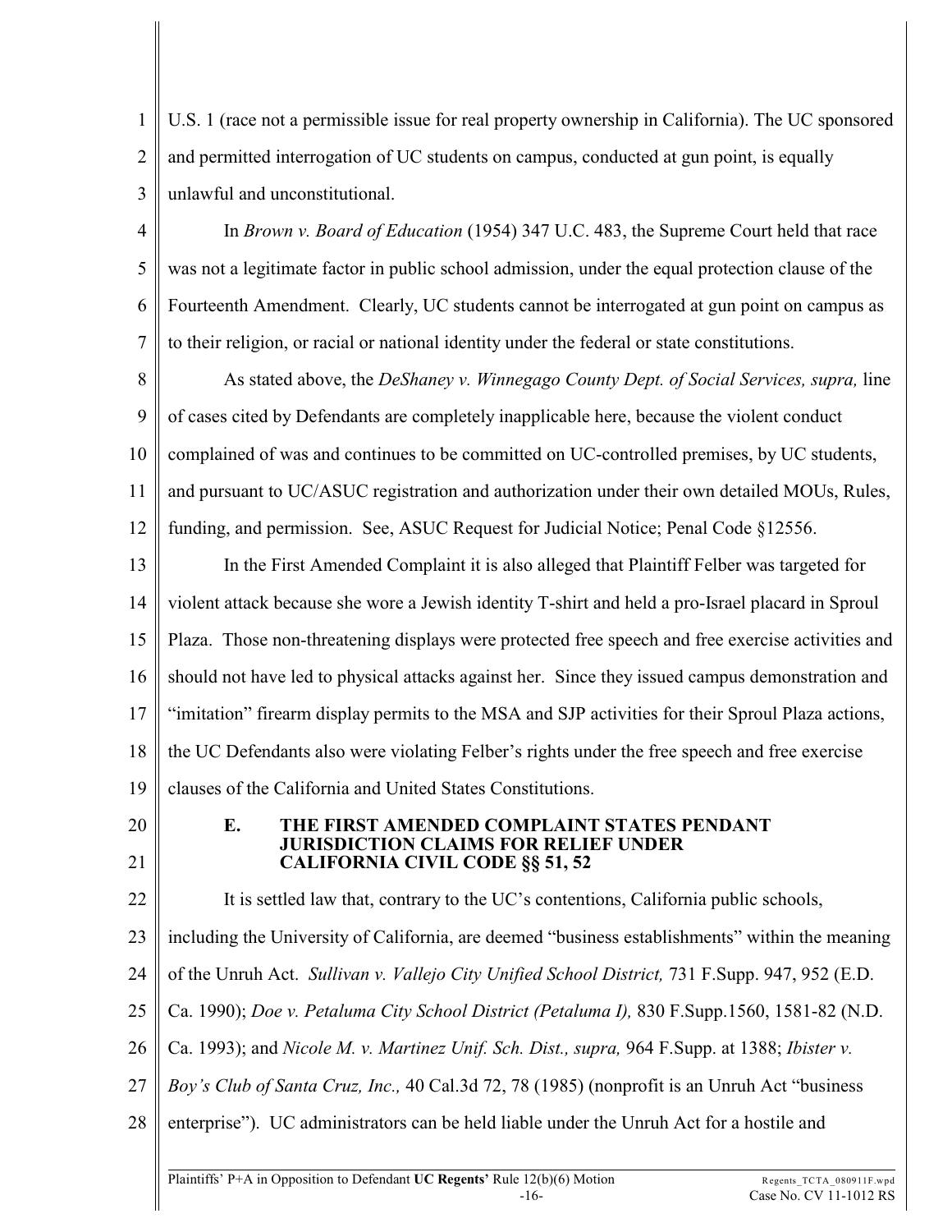U.S. 1 (race not a permissible issue for real property ownership in California). The UC sponsored and permitted interrogation of UC students on campus, conducted at gun point, is equally unlawful and unconstitutional.

In *Brown v. Board of Education* (1954) 347 U.C. 483, the Supreme Court held that race was not a legitimate factor in public school admission, under the equal protection clause of the Fourteenth Amendment. Clearly, UC students cannot be interrogated at gun point on campus as to their religion, or racial or national identity under the federal or state constitutions.

As stated above, the *DeShaney v. Winnegago County Dept. of Social Services, supra,* line of cases cited by Defendants are completely inapplicable here, because the violent conduct complained of was and continues to be committed on UC-controlled premises, by UC students, and pursuant to UC/ASUC registration and authorization under their own detailed MOUs, Rules, funding, and permission. See, ASUC Request for Judicial Notice; Penal Code §12556.

In the First Amended Complaint it is also alleged that Plaintiff Felber was targeted for violent attack because she wore a Jewish identity T-shirt and held a pro-Israel placard in Sproul Plaza. Those non-threatening displays were protected free speech and free exercise activities and should not have led to physical attacks against her. Since they issued campus demonstration and "imitation" firearm display permits to the MSA and SJP activities for their Sproul Plaza actions, the UC Defendants also were violating Felber's rights under the free speech and free exercise clauses of the California and United States Constitutions.

### E. THE FIRST AMENDED COMPLAINT STATES PENDANT JURISDICTION CLAIMS FOR RELIEF UNDER CALIFORNIA CIVIL CODE §§ 51, 52

It is settled law that, contrary to the UC's contentions, California public schools, including the University of California, are deemed "business establishments" within the meaning of the Unruh Act. *Sullivan v. Vallejo City Unified School District,* 731 F.Supp. 947, 952 (E.D. Ca. 1990); *Doe v. Petaluma City School District (Petaluma I),* 830 F.Supp.1560, 1581-82 (N.D. Ca. 1993); and *Nicole M. v. Martinez Unif. Sch. Dist., supra,* 964 F.Supp. at 1388; *Ibister v. Boy's Club of Santa Cruz, Inc.,* 40 Cal.3d 72, 78 (1985) (nonprofit is an Unruh Act "business enterprise"). UC administrators can be held liable under the Unruh Act for a hostile and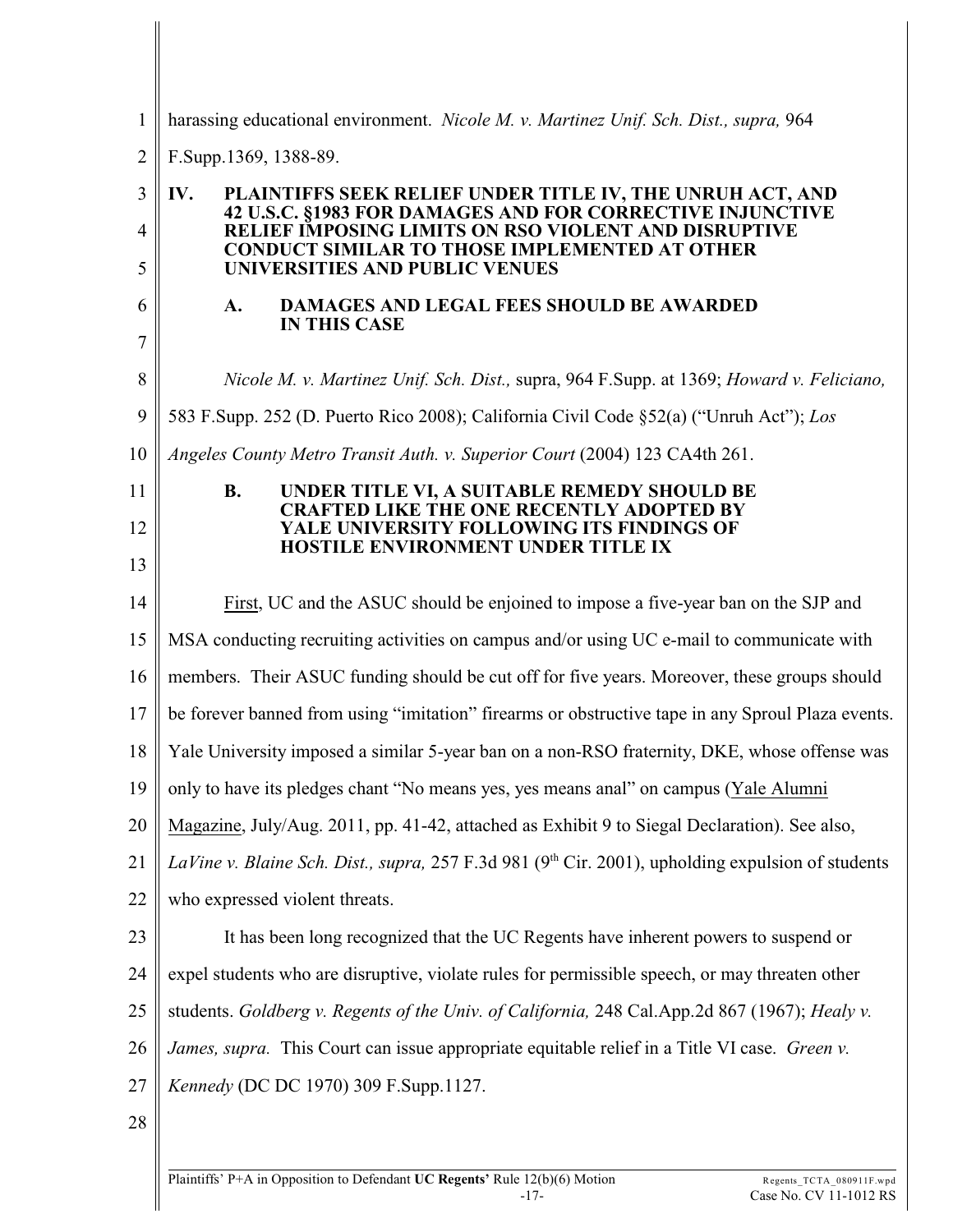harassing educational environment. *Nicole M. v. Martinez Unif. Sch. Dist., supra,* 964 F.Supp.1369, 1388-89.

## IV. PLAINTIFFS SEEK RELIEF UNDER TITLE IV, THE UNRUH ACT, AND 42 U.S.C. §1983 FOR DAMAGES AND FOR CORRECTIVE INJUNCTIVE RELIEF IMPOSING LIMITS ON RSO VIOLENT AND DISRUPTIVE CONDUCT SIMILAR TO THOSE IMPLEMENTED AT OTHER UNIVERSITIES AND PUBLIC VENUES

### A. DAMAGES AND LEGAL FEES SHOULD BE AWARDED IN THIS CASE

*Nicole M. v. Martinez Unif. Sch. Dist.,* supra, 964 F.Supp. at 1369; *Howard v. Feliciano,* 583 F.Supp. 252 (D. Puerto Rico 2008); California Civil Code §52(a) ("Unruh Act"); *Los Angeles County Metro Transit Auth. v. Superior Court* (2004) 123 CA4th 261.

### B. UNDER TITLE VI, A SUITABLE REMEDY SHOULD BE CRAFTED LIKE THE ONE RECENTLY ADOPTED BY YALE UNIVERSITY FOLLOWING ITS FINDINGS OF HOSTILE ENVIRONMENT UNDER TITLE IX

First, UC and the ASUC should be enjoined to impose a five-year ban on the SJP and MSA conducting recruiting activities on campus and/or using UC e-mail to communicate with members. Their ASUC funding should be cut off for five years. Moreover, these groups should be forever banned from using "imitation" firearms or obstructive tape in any Sproul Plaza events. Yale University imposed a similar 5-year ban on a non-RSO fraternity, DKE, whose offense was only to have its pledges chant "No means yes, yes means anal" on campus (Yale Alumni Magazine, July/Aug. 2011, pp. 41-42, attached as Exhibit 9 to Siegal Declaration). See also, *LaVine v. Blaine Sch. Dist., supra,* 257 F.3d 981 (9th Cir. 2001), upholding expulsion of students who expressed violent threats.

It has been long recognized that the UC Regents have inherent powers to suspend or expel students who are disruptive, violate rules for permissible speech, or may threaten other students. *Goldberg v. Regents of the Univ. of California,* 248 Cal.App.2d 867 (1967); *Healy v. James, supra.* This Court can issue appropriate equitable relief in a Title VI case. *Green v. Kennedy* (DC DC 1970) 309 F.Supp.1127.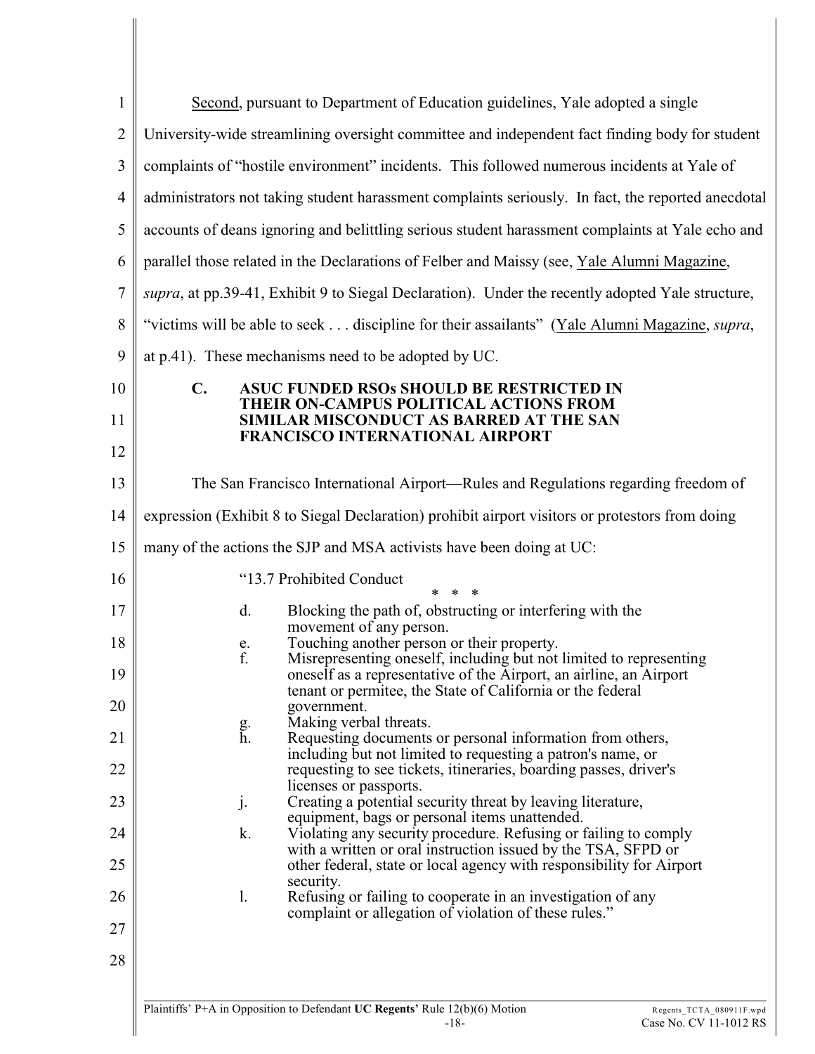Second, pursuant to Department of Education guidelines, Yale adopted a single University-wide streamlining oversight committee and independent fact finding body for student complaints of "hostile environment" incidents. This followed numerous incidents at Yale of administrators not taking student harassment complaints seriously. In fact, the reported anecdotal accounts of deans ignoring and belittling serious student harassment complaints at Yale echo and parallel those related in the Declarations of Felber and Maissy (see, Yale Alumni Magazine, *supra*, at pp.39-41, Exhibit 9 to Siegal Declaration). Under the recently adopted Yale structure, "victims will be able to seek . . . discipline for their assailants" (Yale Alumni Magazine, *supra*, at p.41). These mechanisms need to be adopted by UC.

### C. ASUC FUNDED RSOs SHOULD BE RESTRICTED IN THEIR ON-CAMPUS POLITICAL ACTIONS FROM SIMILAR MISCONDUCT AS BARRED AT THE SAN FRANCISCO INTERNATIONAL AIRPORT

The San Francisco International Airport—Rules and Regulations regarding freedom of expression (Exhibit 8 to Siegal Declaration) prohibit airport visitors or protestors from doing many of the actions the SJP and MSA activists have been doing at UC:

> "13.7 Prohibited Conduct
>
> \* \* \*
>
> d. Blocking the path of, obstructing or interfering with the movement of any person.
>
> e. Touching another person or their property.
>
> f. Misrepresenting oneself, including but not limited to representing oneself as a representative of the Airport, an airline, an Airport tenant or permitee, the State of California or the federal government.
>
> g. Making verbal threats.
>
> h. Requesting documents or personal information from others, including but not limited to requesting a patron's name, or requesting to see tickets, itineraries, boarding passes, driver's licenses or passports.
>
> j. Creating a potential security threat by leaving literature, equipment, bags or personal items unattended.
>
> k. Violating any security procedure. Refusing or failing to comply with a written or oral instruction issued by the TSA, SFPD or other federal, state or local agency with responsibility for Airport security.
>
> l. Refusing or failing to cooperate in an investigation of any complaint or allegation of violation of these rules."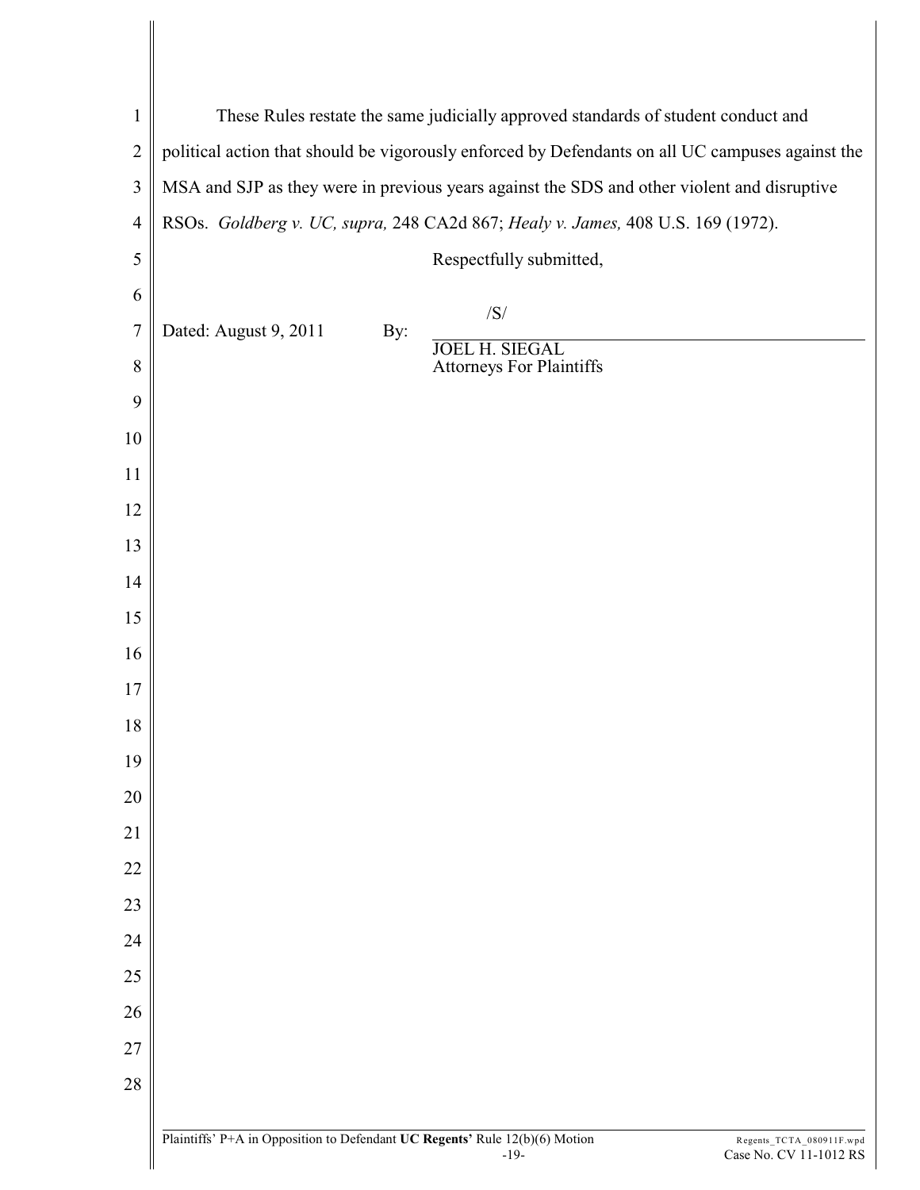These Rules restate the same judicially approved standards of student conduct and political action that should be vigorously enforced by Defendants on all UC campuses against the MSA and SJP as they were in previous years against the SDS and other violent and disruptive RSOs. *Goldberg v. UC, supra,* 248 CA2d 867; *Healy v. James,* 408 U.S. 169 (1972).

Respectfully submitted,

Dated: August 9, 2011 By: /S/

JOEL H. SIEGAL
Attorneys For Plaintiffs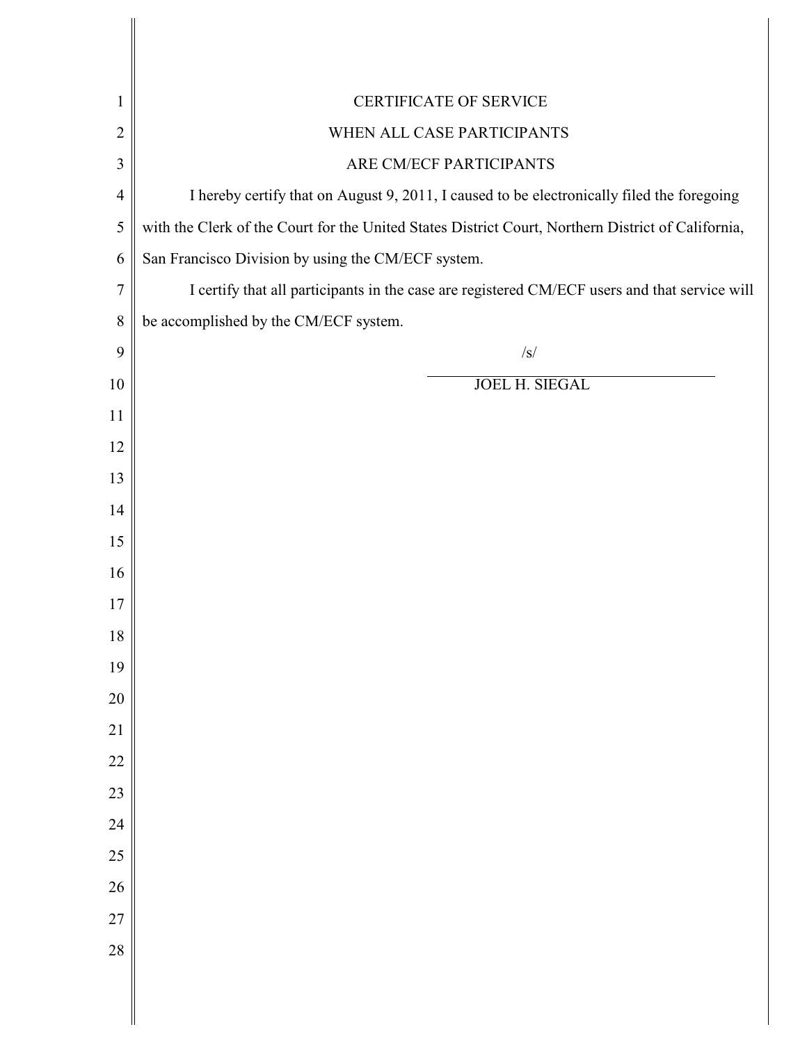# CERTIFICATE OF SERVICE

# WHEN ALL CASE PARTICIPANTS

# ARE CM/ECF PARTICIPANTS

I hereby certify that on August 9, 2011, I caused to be electronically filed the foregoing with the Clerk of the Court for the United States District Court, Northern District of California, San Francisco Division by using the CM/ECF system.

I certify that all participants in the case are registered CM/ECF users and that service will be accomplished by the CM/ECF system.

/s/

JOEL H. SIEGAL